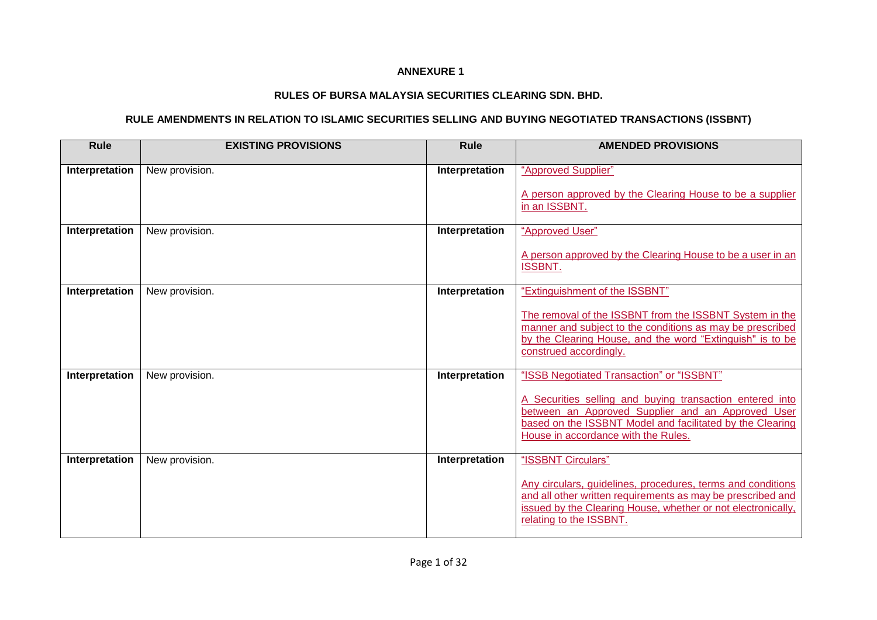**ANNEXURE 1**

**RULES OF BURSA MALAYSIA SECURITIES CLEARING SDN. BHD.**

**RULE AMENDMENTS IN RELATION TO ISLAMIC SECURITIES SELLING AND BUYING NEGOTIATED TRANSACTIONS (ISSBNT)**

| Rule | EXISTING PROVISIONS | Rule | AMENDED PROVISIONS |
|---|---|---|---|
| **Interpretation** | New provision. | **Interpretation** | "Approved Supplier"<br><br>A person approved by the Clearing House to be a supplier in an ISSBNT. |
| **Interpretation** | New provision. | **Interpretation** | "Approved User"<br><br>A person approved by the Clearing House to be a user in an ISSBNT. |
| **Interpretation** | New provision. | **Interpretation** | "Extinguishment of the ISSBNT"<br><br>The removal of the ISSBNT from the ISSBNT System in the manner and subject to the conditions as may be prescribed by the Clearing House, and the word "Extinguish" is to be construed accordingly. |
| **Interpretation** | New provision. | **Interpretation** | "ISSB Negotiated Transaction" or "ISSBNT"<br><br>A Securities selling and buying transaction entered into between an Approved Supplier and an Approved User based on the ISSBNT Model and facilitated by the Clearing House in accordance with the Rules. |
| **Interpretation** | New provision. | **Interpretation** | "ISSBNT Circulars"<br><br>Any circulars, guidelines, procedures, terms and conditions and all other written requirements as may be prescribed and issued by the Clearing House, whether or not electronically, relating to the ISSBNT. |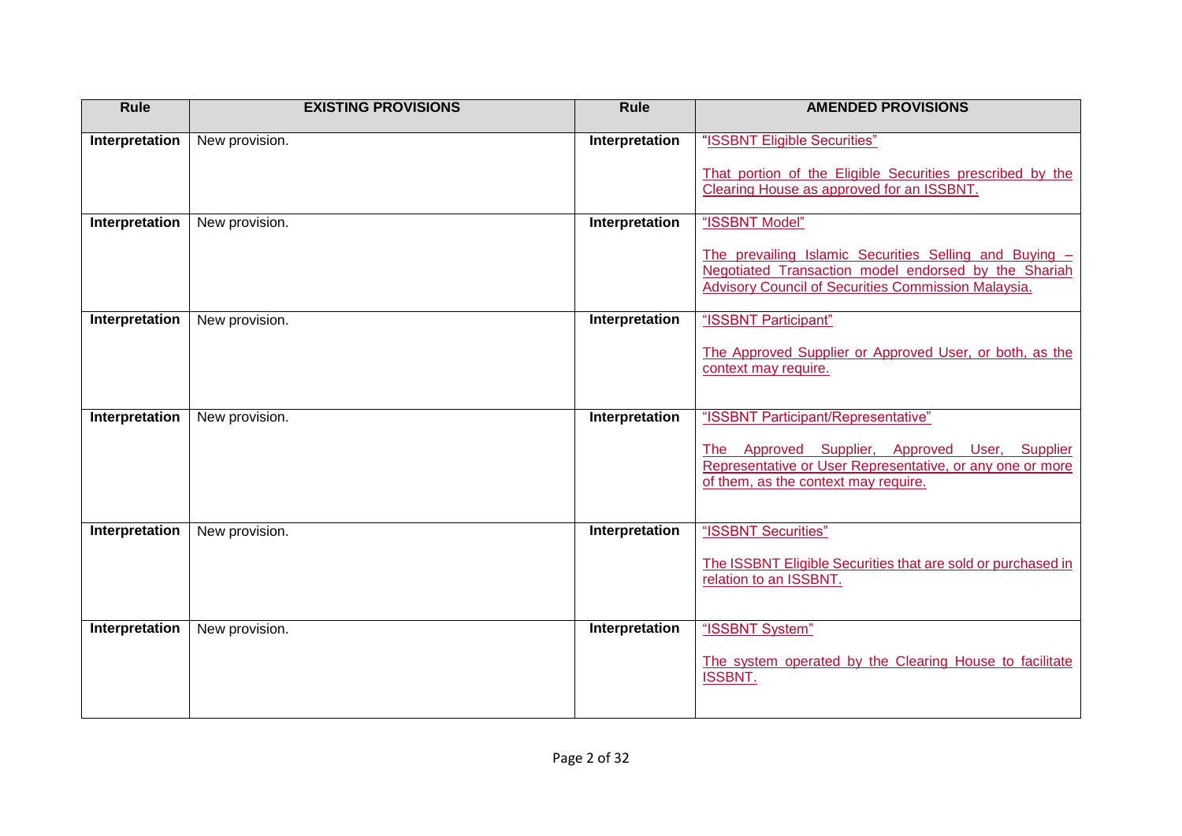| Rule | EXISTING PROVISIONS | Rule | AMENDED PROVISIONS |
|---|---|---|---|
| **Interpretation** | New provision. | **Interpretation** | "ISSBNT Eligible Securities"<br><br>That portion of the Eligible Securities prescribed by the Clearing House as approved for an ISSBNT. |
| **Interpretation** | New provision. | **Interpretation** | "ISSBNT Model"<br><br>The prevailing Islamic Securities Selling and Buying – Negotiated Transaction model endorsed by the Shariah Advisory Council of Securities Commission Malaysia. |
| **Interpretation** | New provision. | **Interpretation** | "ISSBNT Participant"<br><br>The Approved Supplier or Approved User, or both, as the context may require. |
| **Interpretation** | New provision. | **Interpretation** | "ISSBNT Participant/Representative"<br><br>The Approved Supplier, Approved User, Supplier Representative or User Representative, or any one or more of them, as the context may require. |
| **Interpretation** | New provision. | **Interpretation** | "ISSBNT Securities"<br><br>The ISSBNT Eligible Securities that are sold or purchased in relation to an ISSBNT. |
| **Interpretation** | New provision. | **Interpretation** | "ISSBNT System"<br><br>The system operated by the Clearing House to facilitate ISSBNT. |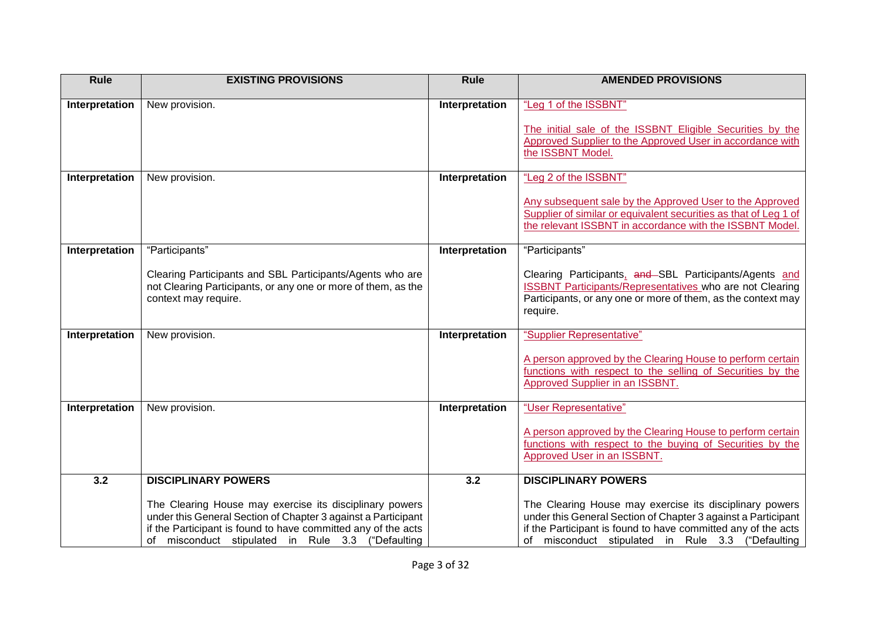| Rule | EXISTING PROVISIONS | Rule | AMENDED PROVISIONS |
|---|---|---|---|
| **Interpretation** | New provision. | **Interpretation** | "Leg 1 of the ISSBNT"<br><br>The initial sale of the ISSBNT Eligible Securities by the Approved Supplier to the Approved User in accordance with the ISSBNT Model. |
| **Interpretation** | New provision. | **Interpretation** | "Leg 2 of the ISSBNT"<br><br>Any subsequent sale by the Approved User to the Approved Supplier of similar or equivalent securities as that of Leg 1 of the relevant ISSBNT in accordance with the ISSBNT Model. |
| **Interpretation** | "Participants"<br><br>Clearing Participants and SBL Participants/Agents who are not Clearing Participants, or any one or more of them, as the context may require. | **Interpretation** | "Participants"<br><br>Clearing Participants, ~~and~~ SBL Participants/Agents and ISSBNT Participants/Representatives who are not Clearing Participants, or any one or more of them, as the context may require. |
| **Interpretation** | New provision. | **Interpretation** | "Supplier Representative"<br><br>A person approved by the Clearing House to perform certain functions with respect to the selling of Securities by the Approved Supplier in an ISSBNT. |
| **Interpretation** | New provision. | **Interpretation** | "User Representative"<br><br>A person approved by the Clearing House to perform certain functions with respect to the buying of Securities by the Approved User in an ISSBNT. |
| **3.2** | **DISCIPLINARY POWERS**<br><br>The Clearing House may exercise its disciplinary powers under this General Section of Chapter 3 against a Participant if the Participant is found to have committed any of the acts of misconduct stipulated in Rule 3.3 ("Defaulting | **3.2** | **DISCIPLINARY POWERS**<br><br>The Clearing House may exercise its disciplinary powers under this General Section of Chapter 3 against a Participant if the Participant is found to have committed any of the acts of misconduct stipulated in Rule 3.3 ("Defaulting |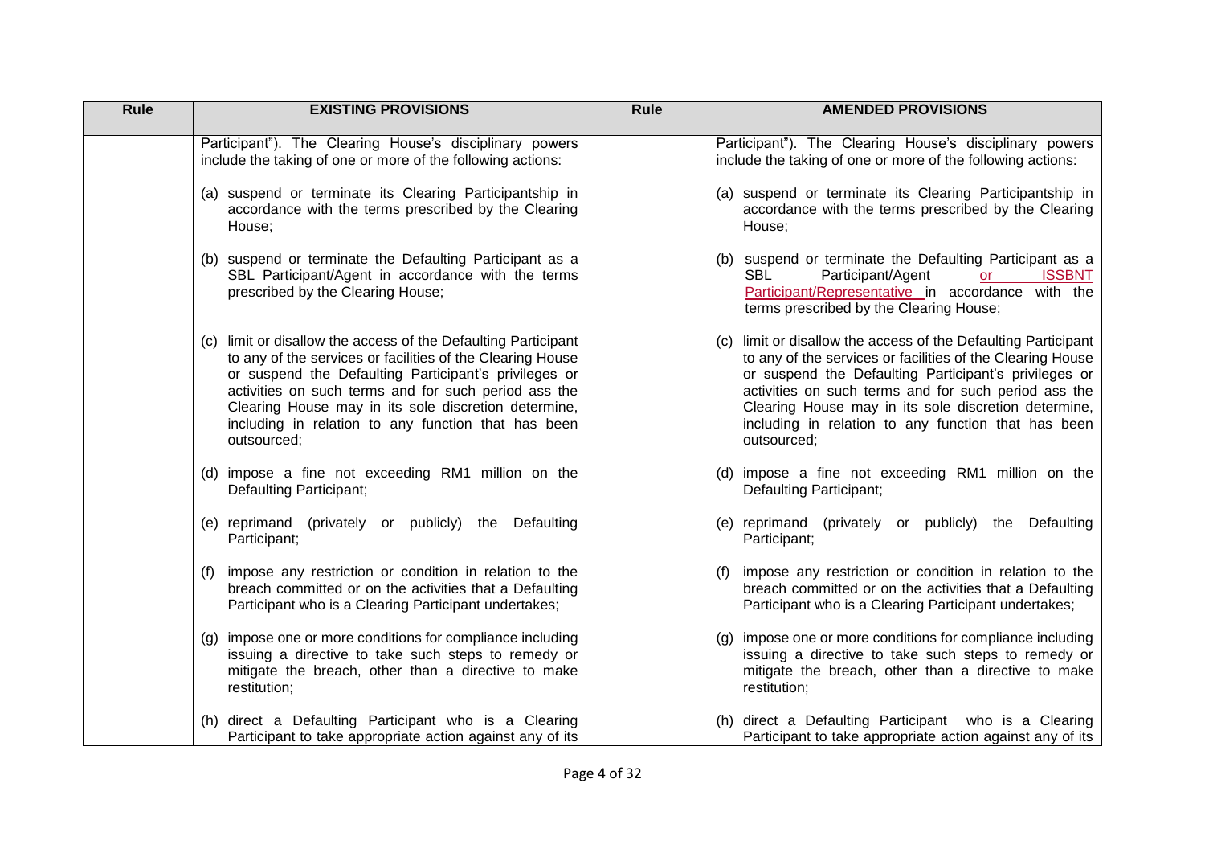| Rule | EXISTING PROVISIONS | Rule | AMENDED PROVISIONS |
|---|---|---|---|
| | Participant"). The Clearing House's disciplinary powers include the taking of one or more of the following actions:<br><br>(a) suspend or terminate its Clearing Participantship in accordance with the terms prescribed by the Clearing House;<br><br>(b) suspend or terminate the Defaulting Participant as a SBL Participant/Agent in accordance with the terms prescribed by the Clearing House;<br><br>(c) limit or disallow the access of the Defaulting Participant to any of the services or facilities of the Clearing House or suspend the Defaulting Participant's privileges or activities on such terms and for such period ass the Clearing House may in its sole discretion determine, including in relation to any function that has been outsourced;<br><br>(d) impose a fine not exceeding RM1 million on the Defaulting Participant;<br><br>(e) reprimand (privately or publicly) the Defaulting Participant;<br><br>(f) impose any restriction or condition in relation to the breach committed or on the activities that a Defaulting Participant who is a Clearing Participant undertakes;<br><br>(g) impose one or more conditions for compliance including issuing a directive to take such steps to remedy or mitigate the breach, other than a directive to make restitution;<br><br>(h) direct a Defaulting Participant who is a Clearing Participant to take appropriate action against any of its | | Participant"). The Clearing House's disciplinary powers include the taking of one or more of the following actions:<br><br>(a) suspend or terminate its Clearing Participantship in accordance with the terms prescribed by the Clearing House;<br><br>(b) suspend or terminate the Defaulting Participant as a SBL Participant/Agent or ISSBNT Participant/Representative in accordance with the terms prescribed by the Clearing House;<br><br>(c) limit or disallow the access of the Defaulting Participant to any of the services or facilities of the Clearing House or suspend the Defaulting Participant's privileges or activities on such terms and for such period ass the Clearing House may in its sole discretion determine, including in relation to any function that has been outsourced;<br><br>(d) impose a fine not exceeding RM1 million on the Defaulting Participant;<br><br>(e) reprimand (privately or publicly) the Defaulting Participant;<br><br>(f) impose any restriction or condition in relation to the breach committed or on the activities that a Defaulting Participant who is a Clearing Participant undertakes;<br><br>(g) impose one or more conditions for compliance including issuing a directive to take such steps to remedy or mitigate the breach, other than a directive to make restitution;<br><br>(h) direct a Defaulting Participant who is a Clearing Participant to take appropriate action against any of its |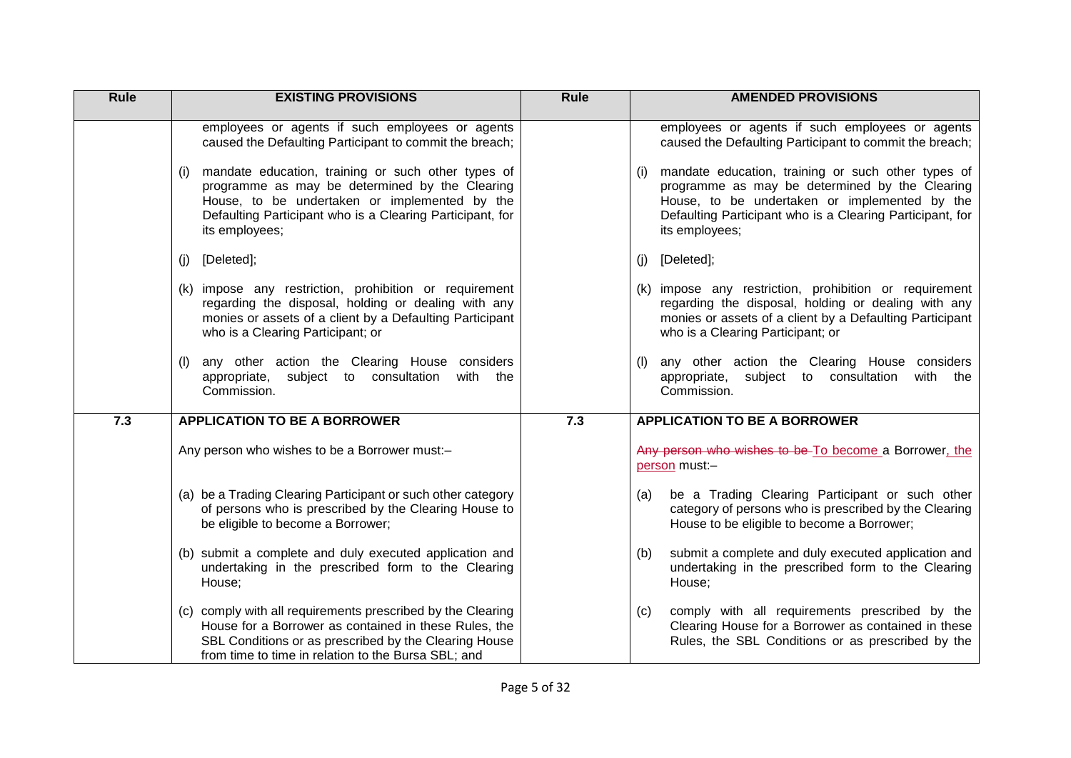| Rule | EXISTING PROVISIONS | Rule | AMENDED PROVISIONS |
|---|---|---|---|
| | employees or agents if such employees or agents caused the Defaulting Participant to commit the breach;<br><br>(i) mandate education, training or such other types of programme as may be determined by the Clearing House, to be undertaken or implemented by the Defaulting Participant who is a Clearing Participant, for its employees;<br><br>(j) [Deleted];<br><br>(k) impose any restriction, prohibition or requirement regarding the disposal, holding or dealing with any monies or assets of a client by a Defaulting Participant who is a Clearing Participant; or<br><br>(l) any other action the Clearing House considers appropriate, subject to consultation with the Commission. | | employees or agents if such employees or agents caused the Defaulting Participant to commit the breach;<br><br>(i) mandate education, training or such other types of programme as may be determined by the Clearing House, to be undertaken or implemented by the Defaulting Participant who is a Clearing Participant, for its employees;<br><br>(j) [Deleted];<br><br>(k) impose any restriction, prohibition or requirement regarding the disposal, holding or dealing with any monies or assets of a client by a Defaulting Participant who is a Clearing Participant; or<br><br>(l) any other action the Clearing House considers appropriate, subject to consultation with the Commission. |
| 7.3 | **APPLICATION TO BE A BORROWER**<br><br>Any person who wishes to be a Borrower must:–<br><br>(a) be a Trading Clearing Participant or such other category of persons who is prescribed by the Clearing House to be eligible to become a Borrower;<br><br>(b) submit a complete and duly executed application and undertaking in the prescribed form to the Clearing House;<br><br>(c) comply with all requirements prescribed by the Clearing House for a Borrower as contained in these Rules, the SBL Conditions or as prescribed by the Clearing House from time to time in relation to the Bursa SBL; and | 7.3 | **APPLICATION TO BE A BORROWER**<br><br>~~Any person who wishes to be~~ To become a Borrower, the person must:–<br><br>(a) be a Trading Clearing Participant or such other category of persons who is prescribed by the Clearing House to be eligible to become a Borrower;<br><br>(b) submit a complete and duly executed application and undertaking in the prescribed form to the Clearing House;<br><br>(c) comply with all requirements prescribed by the Clearing House for a Borrower as contained in these Rules, the SBL Conditions or as prescribed by the |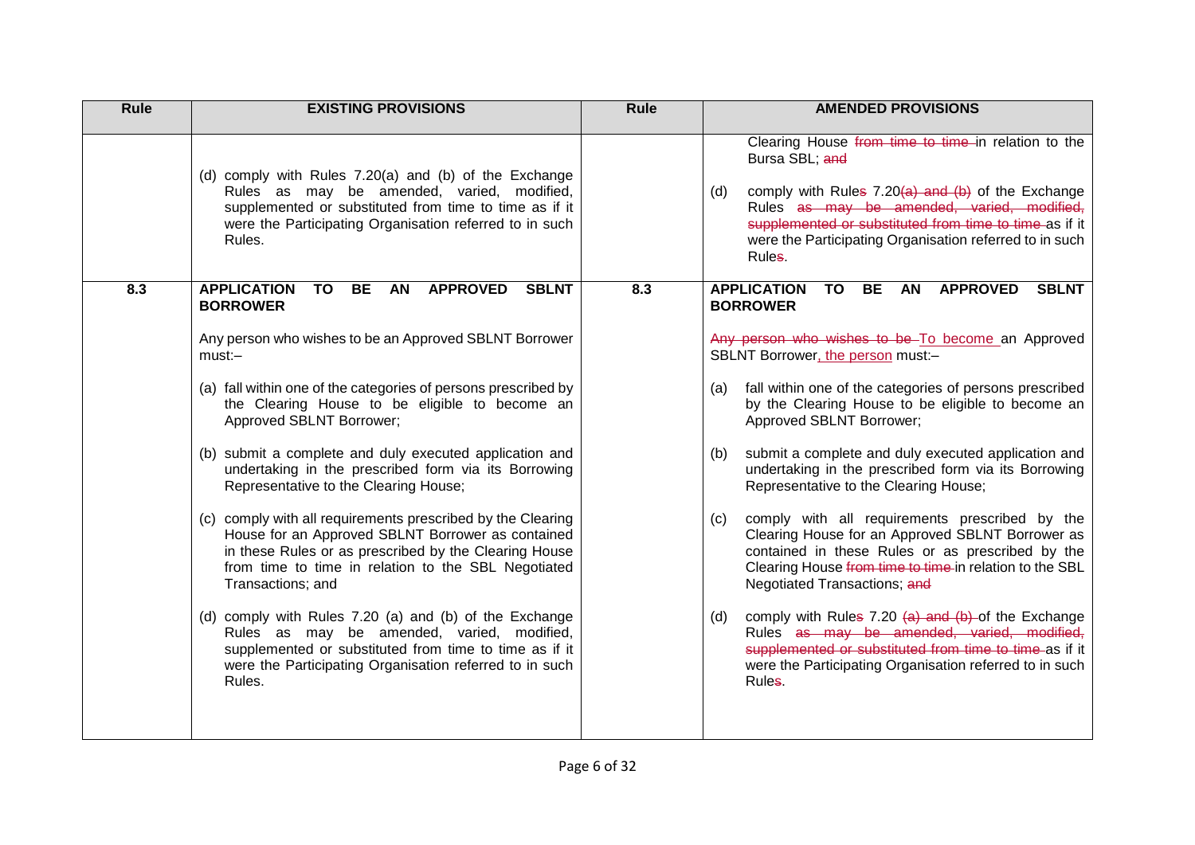| Rule | EXISTING PROVISIONS | Rule | AMENDED PROVISIONS |
|---|---|---|---|
| | (d) comply with Rules 7.20(a) and (b) of the Exchange Rules as may be amended, varied, modified, supplemented or substituted from time to time as if it were the Participating Organisation referred to in such Rules. | | Clearing House ~~from time to time~~ in relation to the Bursa SBL; ~~and~~<br><br>(d) comply with Rule~~s~~ 7.20~~(a) and (b)~~ of the Exchange Rules ~~as may be amended, varied, modified, supplemented or substituted from time to time~~ as if it were the Participating Organisation referred to in such Rule~~s~~. |
| **8.3** | **APPLICATION TO BE AN APPROVED SBLNT BORROWER**<br><br>Any person who wishes to be an Approved SBLNT Borrower must:–<br><br>(a) fall within one of the categories of persons prescribed by the Clearing House to be eligible to become an Approved SBLNT Borrower;<br><br>(b) submit a complete and duly executed application and undertaking in the prescribed form via its Borrowing Representative to the Clearing House;<br><br>(c) comply with all requirements prescribed by the Clearing House for an Approved SBLNT Borrower as contained in these Rules or as prescribed by the Clearing House from time to time in relation to the SBL Negotiated Transactions; and<br><br>(d) comply with Rules 7.20 (a) and (b) of the Exchange Rules as may be amended, varied, modified, supplemented or substituted from time to time as if it were the Participating Organisation referred to in such Rules. | **8.3** | **APPLICATION TO BE AN APPROVED SBLNT BORROWER**<br><br>~~Any person who wishes to be~~ To become an Approved SBLNT Borrower, the person must:–<br><br>(a) fall within one of the categories of persons prescribed by the Clearing House to be eligible to become an Approved SBLNT Borrower;<br><br>(b) submit a complete and duly executed application and undertaking in the prescribed form via its Borrowing Representative to the Clearing House;<br><br>(c) comply with all requirements prescribed by the Clearing House for an Approved SBLNT Borrower as contained in these Rules or as prescribed by the Clearing House ~~from time to time~~ in relation to the SBL Negotiated Transactions; ~~and~~<br><br>(d) comply with Rule~~s~~ 7.20 ~~(a) and (b)~~ of the Exchange Rules ~~as may be amended, varied, modified, supplemented or substituted from time to time~~ as if it were the Participating Organisation referred to in such Rule~~s~~. |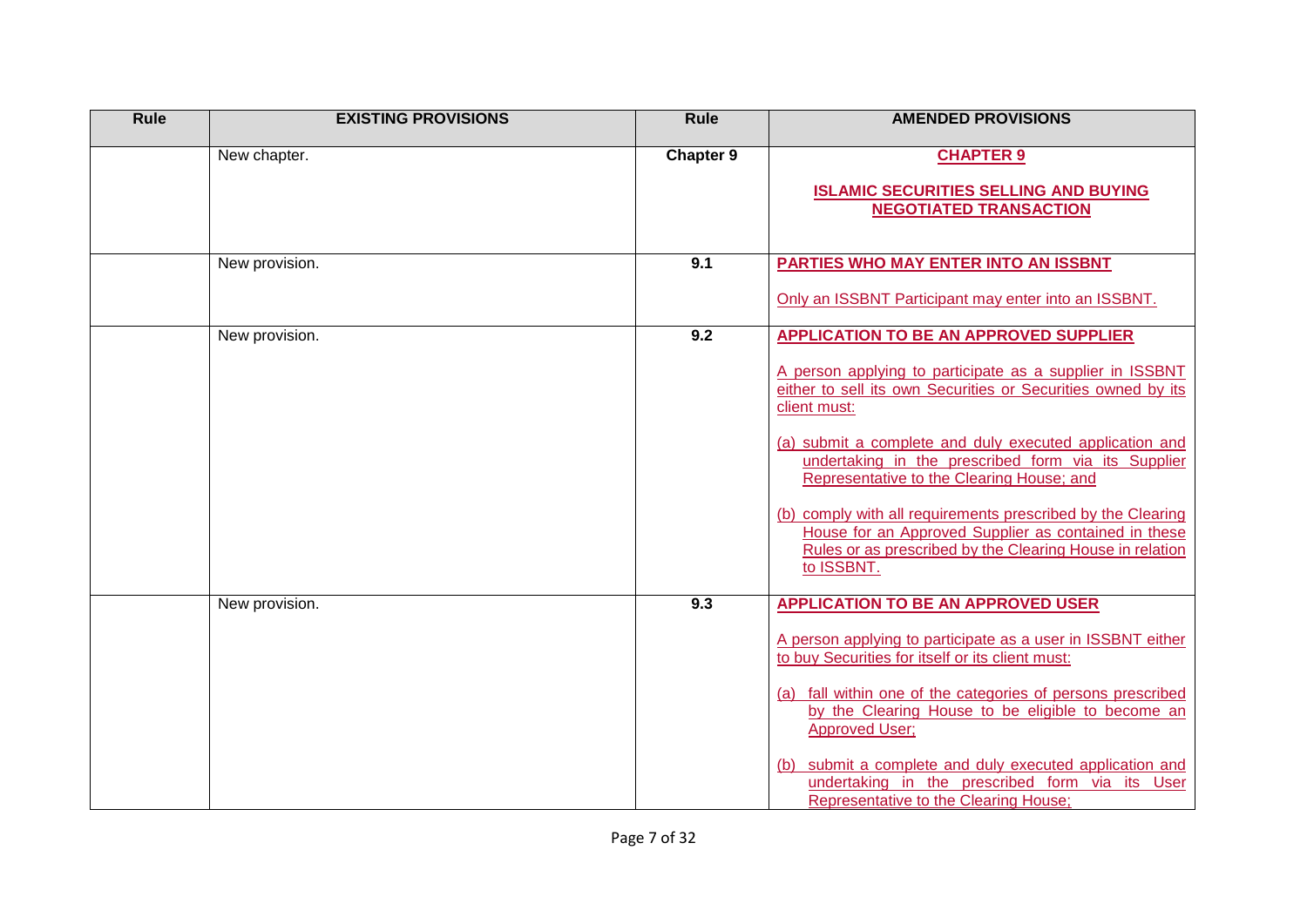| Rule | EXISTING PROVISIONS | Rule | AMENDED PROVISIONS |
|---|---|---|---|
| | New chapter. | **Chapter 9** | **CHAPTER 9**<br><br>**ISLAMIC SECURITIES SELLING AND BUYING NEGOTIATED TRANSACTION** |
| | New provision. | **9.1** | **PARTIES WHO MAY ENTER INTO AN ISSBNT**<br><br>Only an ISSBNT Participant may enter into an ISSBNT. |
| | New provision. | **9.2** | **APPLICATION TO BE AN APPROVED SUPPLIER**<br><br>A person applying to participate as a supplier in ISSBNT either to sell its own Securities or Securities owned by its client must:<br><br>(a) submit a complete and duly executed application and undertaking in the prescribed form via its Supplier Representative to the Clearing House; and<br><br>(b) comply with all requirements prescribed by the Clearing House for an Approved Supplier as contained in these Rules or as prescribed by the Clearing House in relation to ISSBNT. |
| | New provision. | **9.3** | **APPLICATION TO BE AN APPROVED USER**<br><br>A person applying to participate as a user in ISSBNT either to buy Securities for itself or its client must:<br><br>(a) fall within one of the categories of persons prescribed by the Clearing House to be eligible to become an Approved User;<br><br>(b) submit a complete and duly executed application and undertaking in the prescribed form via its User Representative to the Clearing House; |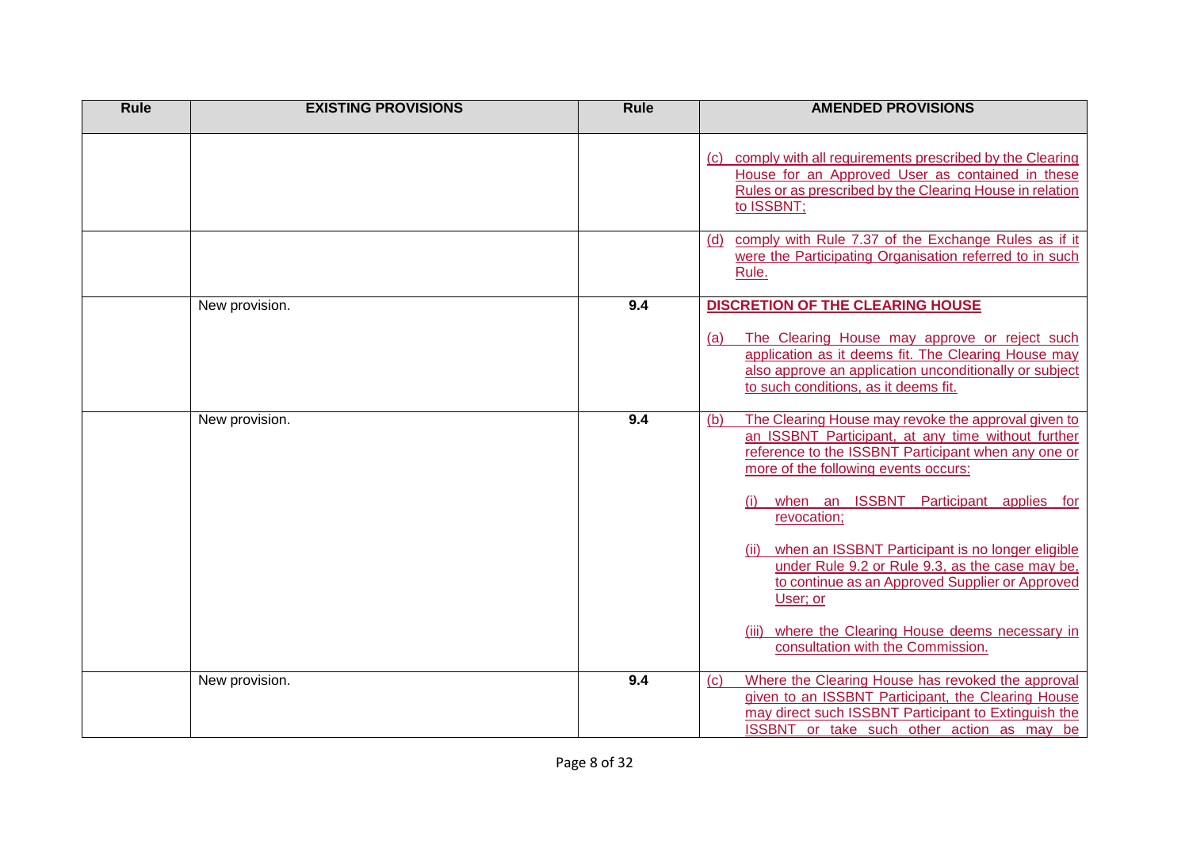| Rule | EXISTING PROVISIONS | Rule | AMENDED PROVISIONS |
| --- | --- | --- | --- |
| | | | (c) comply with all requirements prescribed by the Clearing House for an Approved User as contained in these Rules or as prescribed by the Clearing House in relation to ISSBNT; |
| | | | (d) comply with Rule 7.37 of the Exchange Rules as if it were the Participating Organisation referred to in such Rule. |
| | New provision. | **9.4** | **DISCRETION OF THE CLEARING HOUSE**<br><br>(a) The Clearing House may approve or reject such application as it deems fit. The Clearing House may also approve an application unconditionally or subject to such conditions, as it deems fit. |
| | New provision. | **9.4** | (b) The Clearing House may revoke the approval given to an ISSBNT Participant, at any time without further reference to the ISSBNT Participant when any one or more of the following events occurs:<br><br>(i) when an ISSBNT Participant applies for revocation;<br><br>(ii) when an ISSBNT Participant is no longer eligible under Rule 9.2 or Rule 9.3, as the case may be, to continue as an Approved Supplier or Approved User; or<br><br>(iii) where the Clearing House deems necessary in consultation with the Commission. |
| | New provision. | **9.4** | (c) Where the Clearing House has revoked the approval given to an ISSBNT Participant, the Clearing House may direct such ISSBNT Participant to Extinguish the ISSBNT or take such other action as may be |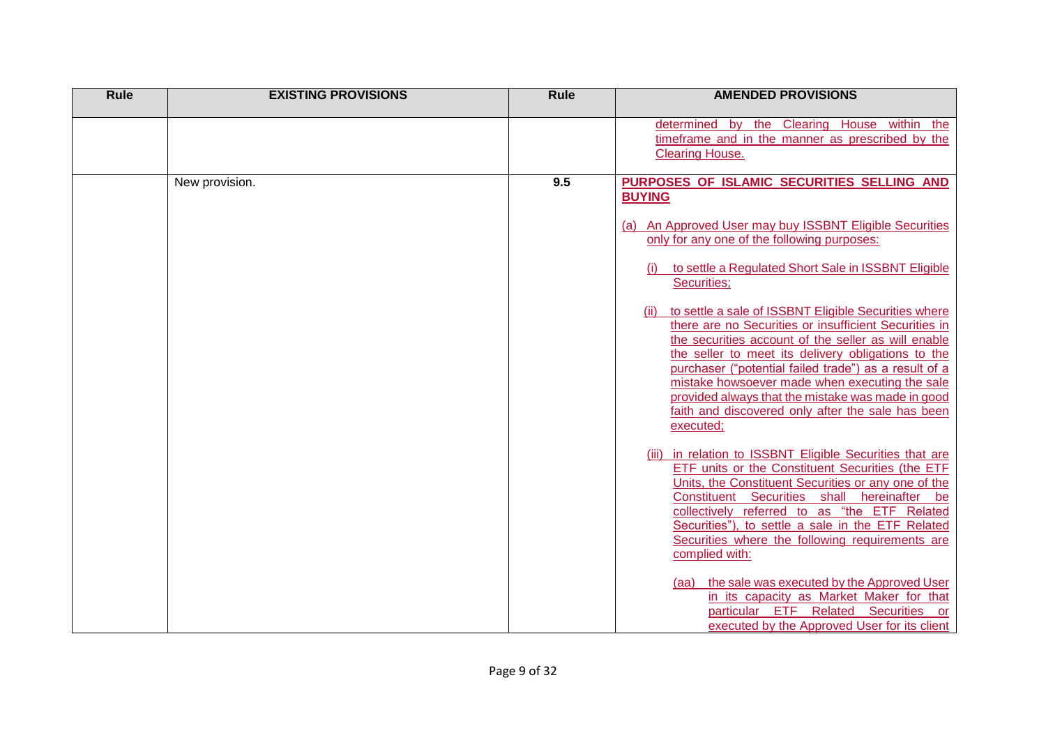| Rule | EXISTING PROVISIONS | Rule | AMENDED PROVISIONS |
|---|---|---|---|
| | | | determined by the Clearing House within the timeframe and in the manner as prescribed by the Clearing House. |
| | New provision. | 9.5 | **PURPOSES OF ISLAMIC SECURITIES SELLING AND BUYING**<br><br>(a) An Approved User may buy ISSBNT Eligible Securities only for any one of the following purposes:<br><br>(i) to settle a Regulated Short Sale in ISSBNT Eligible Securities;<br><br>(ii) to settle a sale of ISSBNT Eligible Securities where there are no Securities or insufficient Securities in the securities account of the seller as will enable the seller to meet its delivery obligations to the purchaser ("potential failed trade") as a result of a mistake howsoever made when executing the sale provided always that the mistake was made in good faith and discovered only after the sale has been executed;<br><br>(iii) in relation to ISSBNT Eligible Securities that are ETF units or the Constituent Securities (the ETF Units, the Constituent Securities or any one of the Constituent Securities shall hereinafter be collectively referred to as "the ETF Related Securities"), to settle a sale in the ETF Related Securities where the following requirements are complied with:<br><br>(aa) the sale was executed by the Approved User in its capacity as Market Maker for that particular ETF Related Securities or executed by the Approved User for its client |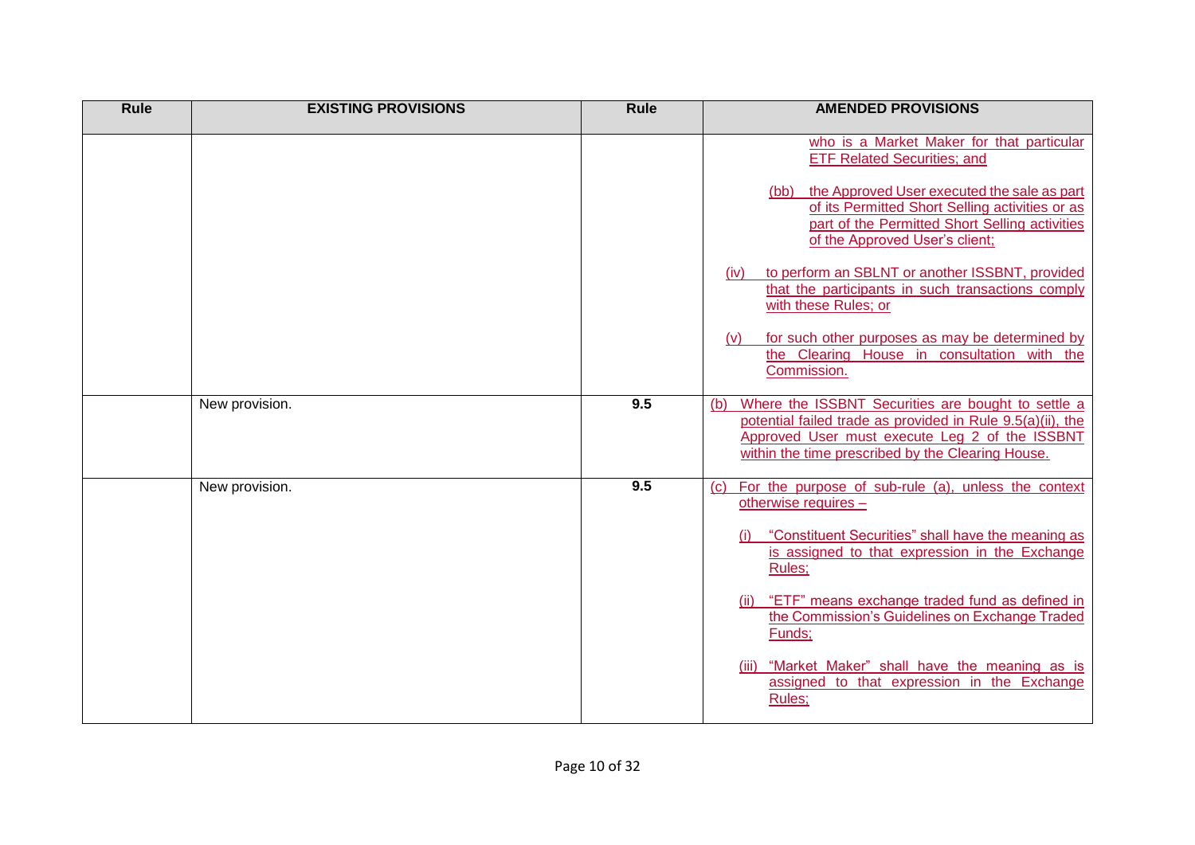| Rule | EXISTING PROVISIONS | Rule | AMENDED PROVISIONS |
| --- | --- | --- | --- |
| | | | who is a Market Maker for that particular ETF Related Securities; and<br><br>(bb) the Approved User executed the sale as part of its Permitted Short Selling activities or as part of the Permitted Short Selling activities of the Approved User's client;<br><br>(iv) to perform an SBLNT or another ISSBNT, provided that the participants in such transactions comply with these Rules; or<br><br>(v) for such other purposes as may be determined by the Clearing House in consultation with the Commission. |
| | New provision. | 9.5 | (b) Where the ISSBNT Securities are bought to settle a potential failed trade as provided in Rule 9.5(a)(ii), the Approved User must execute Leg 2 of the ISSBNT within the time prescribed by the Clearing House. |
| | New provision. | 9.5 | (c) For the purpose of sub-rule (a), unless the context otherwise requires –<br><br>(i) "Constituent Securities" shall have the meaning as is assigned to that expression in the Exchange Rules;<br><br>(ii) "ETF" means exchange traded fund as defined in the Commission's Guidelines on Exchange Traded Funds;<br><br>(iii) "Market Maker" shall have the meaning as is assigned to that expression in the Exchange Rules; |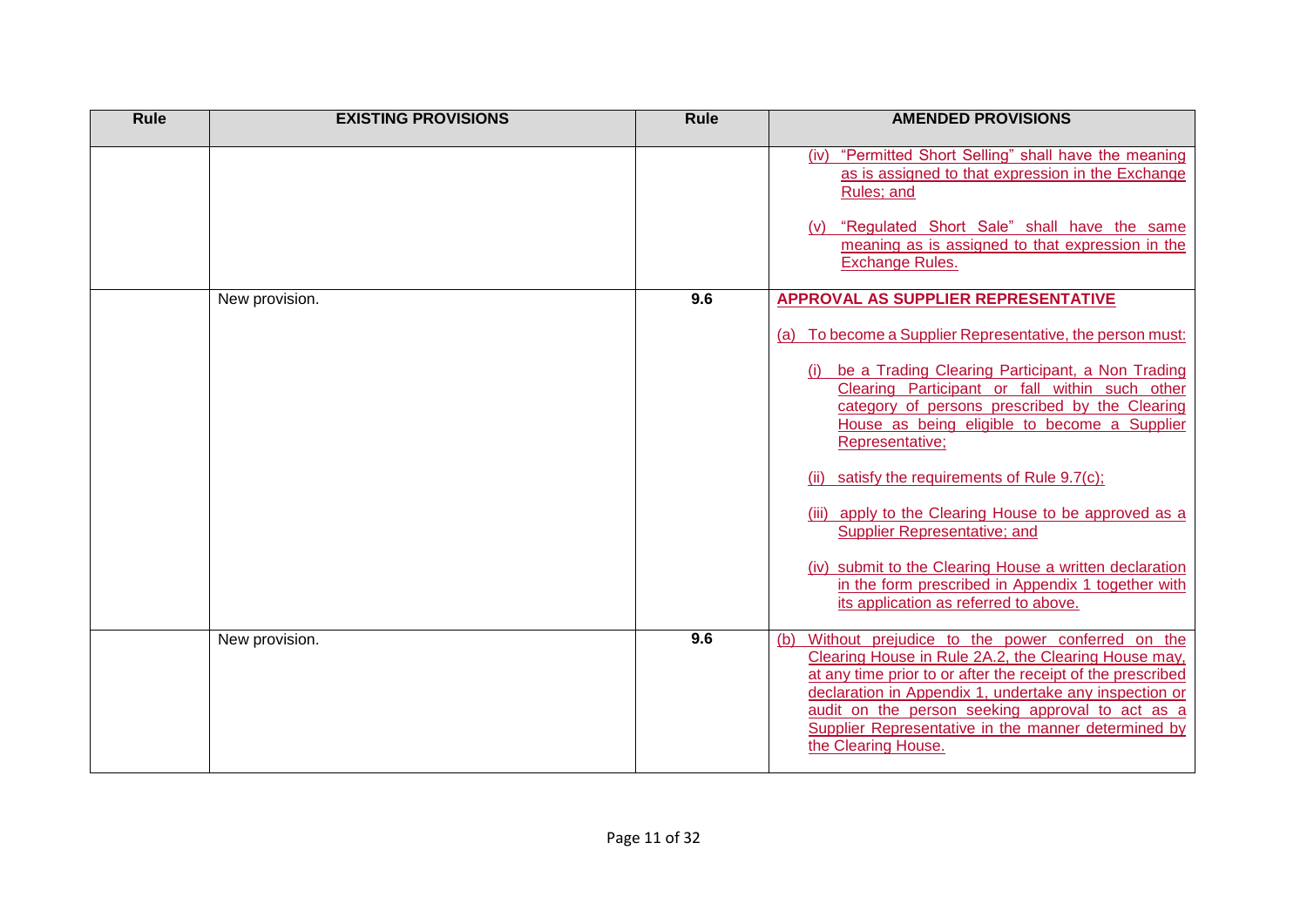| Rule | EXISTING PROVISIONS | Rule | AMENDED PROVISIONS |
|---|---|---|---|
| | | | (iv) "Permitted Short Selling" shall have the meaning as is assigned to that expression in the Exchange Rules; and<br><br>(v) "Regulated Short Sale" shall have the same meaning as is assigned to that expression in the Exchange Rules. |
| | New provision. | **9.6** | **APPROVAL AS SUPPLIER REPRESENTATIVE**<br><br>(a) To become a Supplier Representative, the person must:<br><br>(i) be a Trading Clearing Participant, a Non Trading Clearing Participant or fall within such other category of persons prescribed by the Clearing House as being eligible to become a Supplier Representative;<br><br>(ii) satisfy the requirements of Rule 9.7(c);<br><br>(iii) apply to the Clearing House to be approved as a Supplier Representative; and<br><br>(iv) submit to the Clearing House a written declaration in the form prescribed in Appendix 1 together with its application as referred to above. |
| | New provision. | **9.6** | (b) Without prejudice to the power conferred on the Clearing House in Rule 2A.2, the Clearing House may, at any time prior to or after the receipt of the prescribed declaration in Appendix 1, undertake any inspection or audit on the person seeking approval to act as a Supplier Representative in the manner determined by the Clearing House. |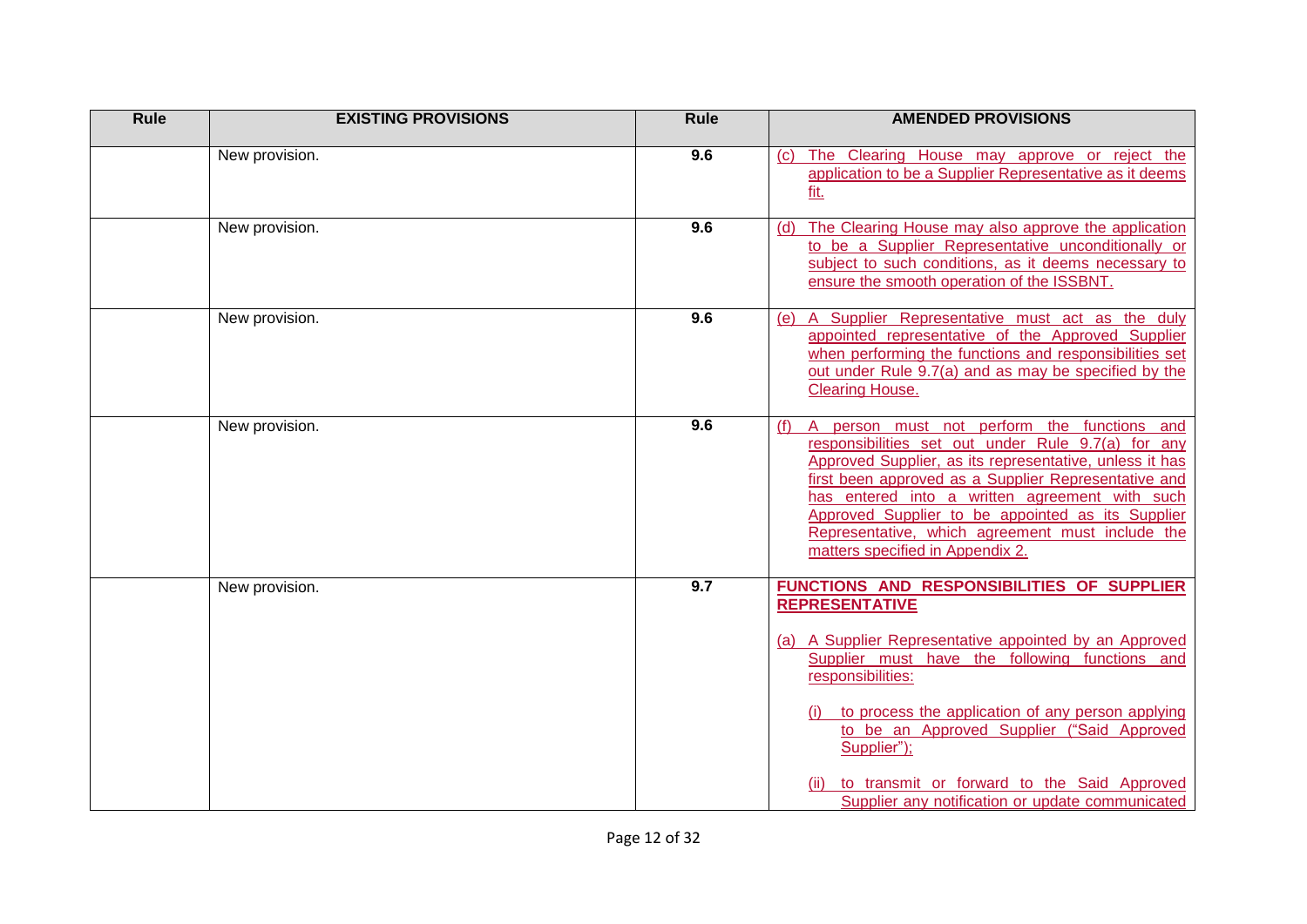| Rule | EXISTING PROVISIONS | Rule | AMENDED PROVISIONS |
|---|---|---|---|
| | New provision. | **9.6** | (c) The Clearing House may approve or reject the application to be a Supplier Representative as it deems fit. |
| | New provision. | **9.6** | (d) The Clearing House may also approve the application to be a Supplier Representative unconditionally or subject to such conditions, as it deems necessary to ensure the smooth operation of the ISSBNT. |
| | New provision. | **9.6** | (e) A Supplier Representative must act as the duly appointed representative of the Approved Supplier when performing the functions and responsibilities set out under Rule 9.7(a) and as may be specified by the Clearing House. |
| | New provision. | **9.6** | (f) A person must not perform the functions and responsibilities set out under Rule 9.7(a) for any Approved Supplier, as its representative, unless it has first been approved as a Supplier Representative and has entered into a written agreement with such Approved Supplier to be appointed as its Supplier Representative, which agreement must include the matters specified in Appendix 2. |
| | New provision. | **9.7** | **FUNCTIONS AND RESPONSIBILITIES OF SUPPLIER REPRESENTATIVE**<br><br>(a) A Supplier Representative appointed by an Approved Supplier must have the following functions and responsibilities:<br><br>(i) to process the application of any person applying to be an Approved Supplier ("Said Approved Supplier");<br><br>(ii) to transmit or forward to the Said Approved Supplier any notification or update communicated |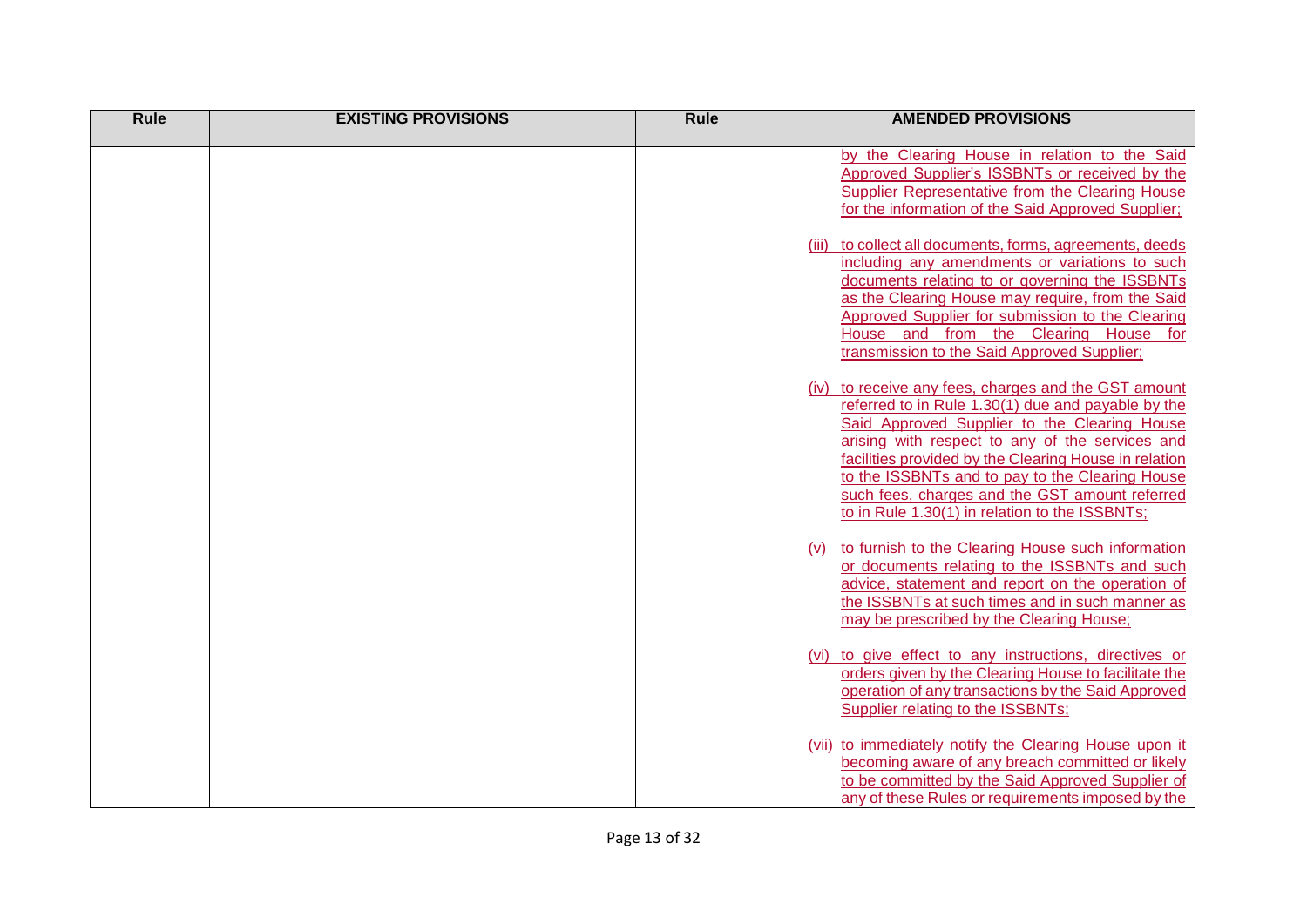| Rule | EXISTING PROVISIONS | Rule | AMENDED PROVISIONS |
|---|---|---|---|
| | | | by the Clearing House in relation to the Said Approved Supplier's ISSBNTs or received by the Supplier Representative from the Clearing House for the information of the Said Approved Supplier;<br><br>(iii) to collect all documents, forms, agreements, deeds including any amendments or variations to such documents relating to or governing the ISSBNTs as the Clearing House may require, from the Said Approved Supplier for submission to the Clearing House and from the Clearing House for transmission to the Said Approved Supplier;<br><br>(iv) to receive any fees, charges and the GST amount referred to in Rule 1.30(1) due and payable by the Said Approved Supplier to the Clearing House arising with respect to any of the services and facilities provided by the Clearing House in relation to the ISSBNTs and to pay to the Clearing House such fees, charges and the GST amount referred to in Rule 1.30(1) in relation to the ISSBNTs;<br><br>(v) to furnish to the Clearing House such information or documents relating to the ISSBNTs and such advice, statement and report on the operation of the ISSBNTs at such times and in such manner as may be prescribed by the Clearing House;<br><br>(vi) to give effect to any instructions, directives or orders given by the Clearing House to facilitate the operation of any transactions by the Said Approved Supplier relating to the ISSBNTs;<br><br>(vii) to immediately notify the Clearing House upon it becoming aware of any breach committed or likely to be committed by the Said Approved Supplier of any of these Rules or requirements imposed by the |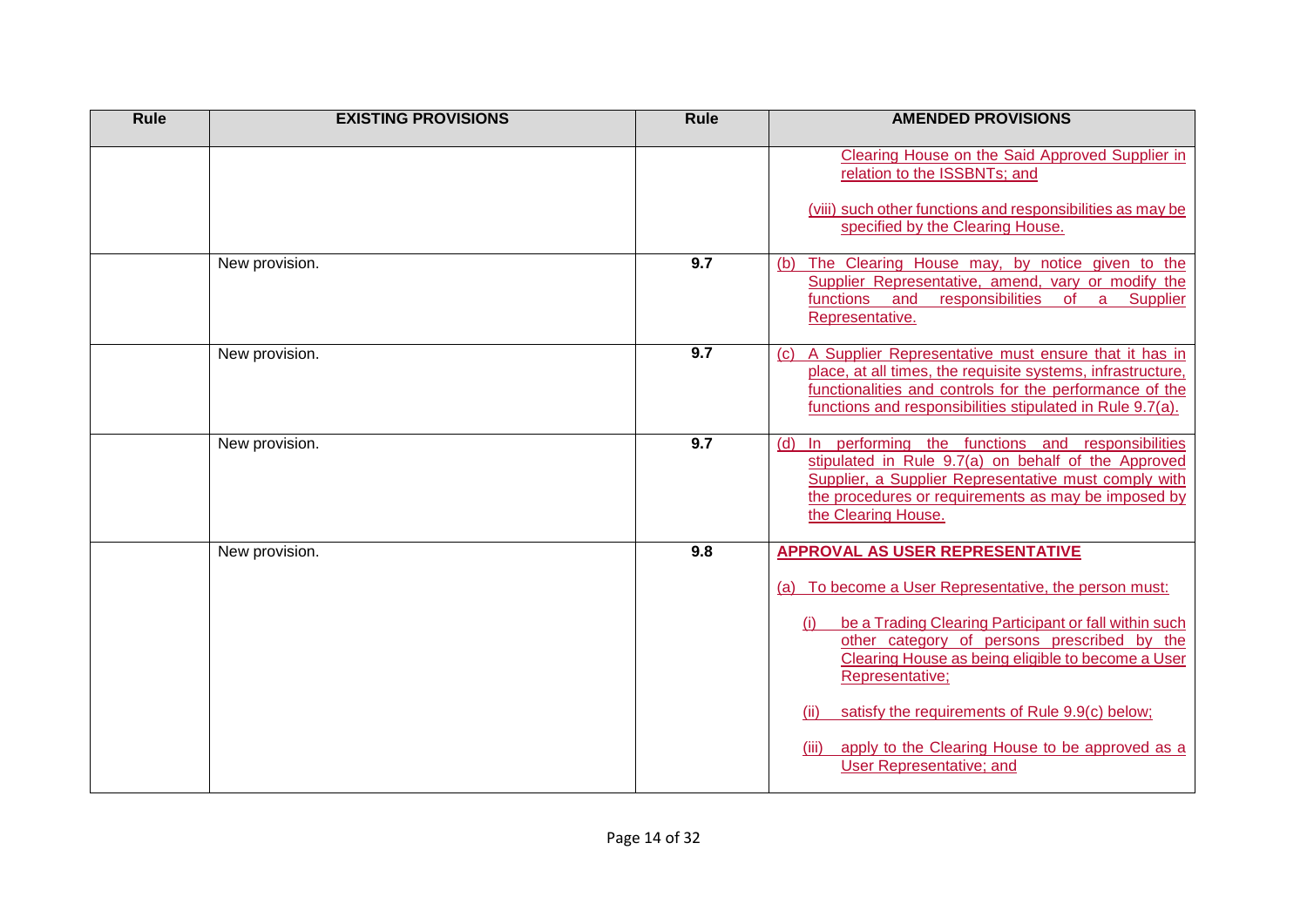| Rule | EXISTING PROVISIONS | Rule | AMENDED PROVISIONS |
|---|---|---|---|
| | | | Clearing House on the Said Approved Supplier in relation to the ISSBNTs; and<br><br>(viii) such other functions and responsibilities as may be specified by the Clearing House. |
| | New provision. | **9.7** | (b) The Clearing House may, by notice given to the Supplier Representative, amend, vary or modify the functions and responsibilities of a Supplier Representative. |
| | New provision. | **9.7** | (c) A Supplier Representative must ensure that it has in place, at all times, the requisite systems, infrastructure, functionalities and controls for the performance of the functions and responsibilities stipulated in Rule 9.7(a). |
| | New provision. | **9.7** | (d) In performing the functions and responsibilities stipulated in Rule 9.7(a) on behalf of the Approved Supplier, a Supplier Representative must comply with the procedures or requirements as may be imposed by the Clearing House. |
| | New provision. | **9.8** | **APPROVAL AS USER REPRESENTATIVE**<br><br>(a) To become a User Representative, the person must:<br><br>(i) be a Trading Clearing Participant or fall within such other category of persons prescribed by the Clearing House as being eligible to become a User Representative;<br><br>(ii) satisfy the requirements of Rule 9.9(c) below;<br><br>(iii) apply to the Clearing House to be approved as a User Representative; and |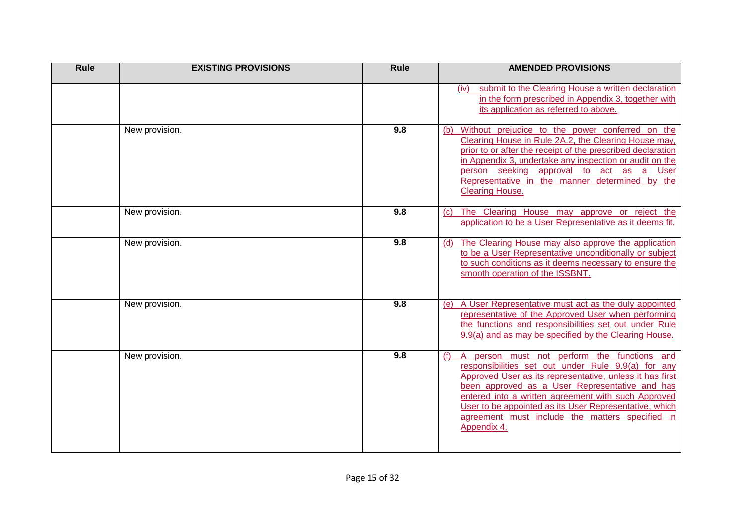| Rule | EXISTING PROVISIONS | Rule | AMENDED PROVISIONS |
|---|---|---|---|
| | | | (iv) submit to the Clearing House a written declaration in the form prescribed in Appendix 3, together with its application as referred to above. |
| | New provision. | 9.8 | (b) Without prejudice to the power conferred on the Clearing House in Rule 2A.2, the Clearing House may, prior to or after the receipt of the prescribed declaration in Appendix 3, undertake any inspection or audit on the person seeking approval to act as a User Representative in the manner determined by the Clearing House. |
| | New provision. | 9.8 | (c) The Clearing House may approve or reject the application to be a User Representative as it deems fit. |
| | New provision. | 9.8 | (d) The Clearing House may also approve the application to be a User Representative unconditionally or subject to such conditions as it deems necessary to ensure the smooth operation of the ISSBNT. |
| | New provision. | 9.8 | (e) A User Representative must act as the duly appointed representative of the Approved User when performing the functions and responsibilities set out under Rule 9.9(a) and as may be specified by the Clearing House. |
| | New provision. | 9.8 | (f) A person must not perform the functions and responsibilities set out under Rule 9.9(a) for any Approved User as its representative, unless it has first been approved as a User Representative and has entered into a written agreement with such Approved User to be appointed as its User Representative, which agreement must include the matters specified in Appendix 4. |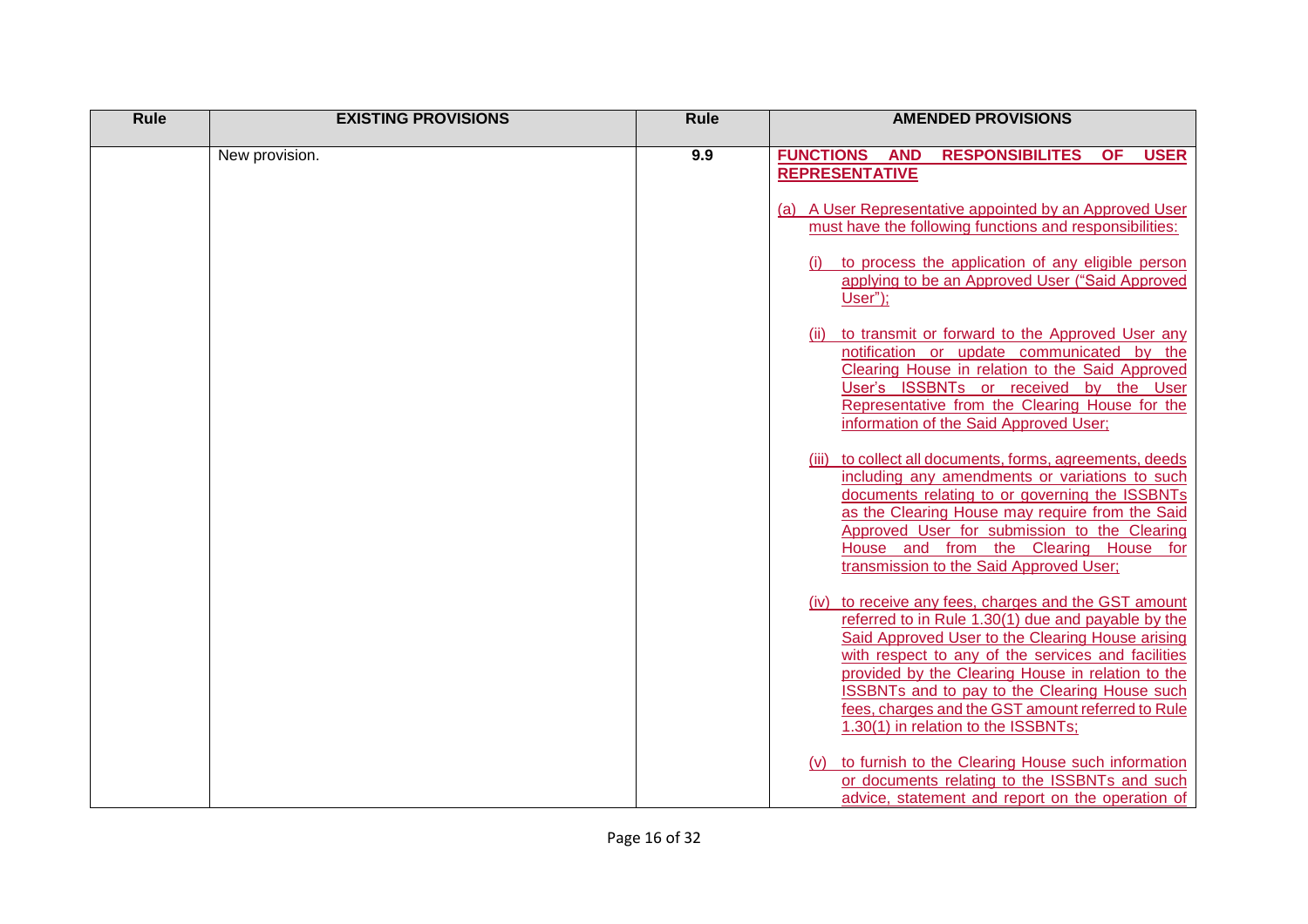| Rule | EXISTING PROVISIONS | Rule | AMENDED PROVISIONS |
|---|---|---|---|
| | New provision. | **9.9** | **FUNCTIONS AND RESPONSIBILITES OF USER REPRESENTATIVE**<br><br>(a) A User Representative appointed by an Approved User must have the following functions and responsibilities:<br><br>(i) to process the application of any eligible person applying to be an Approved User ("Said Approved User");<br><br>(ii) to transmit or forward to the Approved User any notification or update communicated by the Clearing House in relation to the Said Approved User's ISSBNTs or received by the User Representative from the Clearing House for the information of the Said Approved User;<br><br>(iii) to collect all documents, forms, agreements, deeds including any amendments or variations to such documents relating to or governing the ISSBNTs as the Clearing House may require from the Said Approved User for submission to the Clearing House and from the Clearing House for transmission to the Said Approved User;<br><br>(iv) to receive any fees, charges and the GST amount referred to in Rule 1.30(1) due and payable by the Said Approved User to the Clearing House arising with respect to any of the services and facilities provided by the Clearing House in relation to the ISSBNTs and to pay to the Clearing House such fees, charges and the GST amount referred to Rule 1.30(1) in relation to the ISSBNTs;<br><br>(v) to furnish to the Clearing House such information or documents relating to the ISSBNTs and such advice, statement and report on the operation of |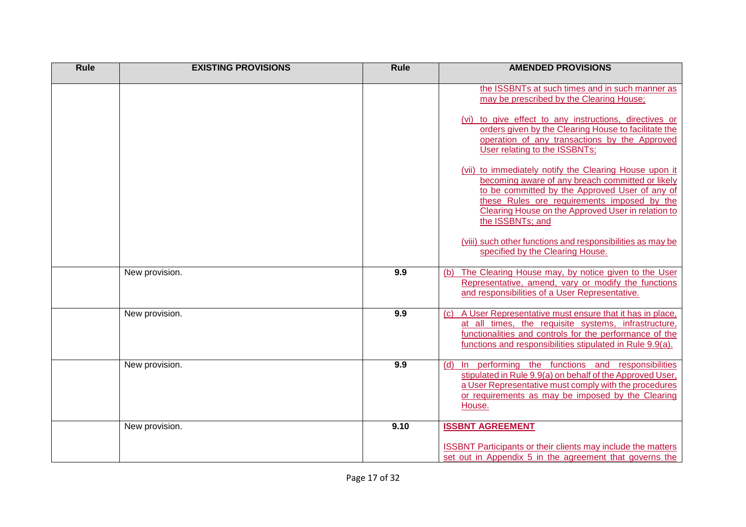| Rule | EXISTING PROVISIONS | Rule | AMENDED PROVISIONS |
|---|---|---|---|
| | | | the ISSBNTs at such times and in such manner as may be prescribed by the Clearing House;<br><br>(vi) to give effect to any instructions, directives or orders given by the Clearing House to facilitate the operation of any transactions by the Approved User relating to the ISSBNTs;<br><br>(vii) to immediately notify the Clearing House upon it becoming aware of any breach committed or likely to be committed by the Approved User of any of these Rules ore requirements imposed by the Clearing House on the Approved User in relation to the ISSBNTs; and<br><br>(viii) such other functions and responsibilities as may be specified by the Clearing House. |
| | New provision. | **9.9** | (b) The Clearing House may, by notice given to the User Representative, amend, vary or modify the functions and responsibilities of a User Representative. |
| | New provision. | **9.9** | (c) A User Representative must ensure that it has in place, at all times, the requisite systems, infrastructure, functionalities and controls for the performance of the functions and responsibilities stipulated in Rule 9.9(a). |
| | New provision. | **9.9** | (d) In performing the functions and responsibilities stipulated in Rule 9.9(a) on behalf of the Approved User, a User Representative must comply with the procedures or requirements as may be imposed by the Clearing House. |
| | New provision. | **9.10** | **ISSBNT AGREEMENT**<br><br>ISSBNT Participants or their clients may include the matters set out in Appendix 5 in the agreement that governs the |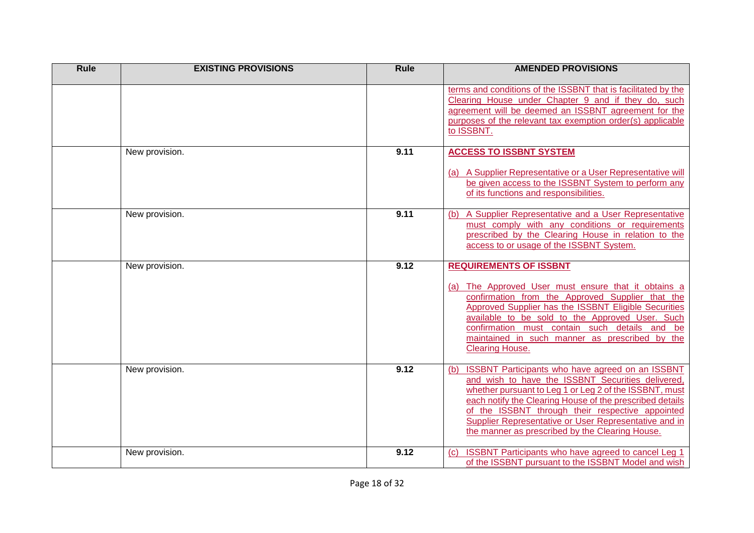| Rule | EXISTING PROVISIONS | Rule | AMENDED PROVISIONS |
| --- | --- | --- | --- |
| | | | terms and conditions of the ISSBNT that is facilitated by the Clearing House under Chapter 9 and if they do, such agreement will be deemed an ISSBNT agreement for the purposes of the relevant tax exemption order(s) applicable to ISSBNT. |
| | New provision. | **9.11** | **ACCESS TO ISSBNT SYSTEM**<br><br>(a) A Supplier Representative or a User Representative will be given access to the ISSBNT System to perform any of its functions and responsibilities. |
| | New provision. | **9.11** | (b) A Supplier Representative and a User Representative must comply with any conditions or requirements prescribed by the Clearing House in relation to the access to or usage of the ISSBNT System. |
| | New provision. | **9.12** | **REQUIREMENTS OF ISSBNT**<br><br>(a) The Approved User must ensure that it obtains a confirmation from the Approved Supplier that the Approved Supplier has the ISSBNT Eligible Securities available to be sold to the Approved User. Such confirmation must contain such details and be maintained in such manner as prescribed by the Clearing House. |
| | New provision. | **9.12** | (b) ISSBNT Participants who have agreed on an ISSBNT and wish to have the ISSBNT Securities delivered, whether pursuant to Leg 1 or Leg 2 of the ISSBNT, must each notify the Clearing House of the prescribed details of the ISSBNT through their respective appointed Supplier Representative or User Representative and in the manner as prescribed by the Clearing House. |
| | New provision. | **9.12** | (c) ISSBNT Participants who have agreed to cancel Leg 1 of the ISSBNT pursuant to the ISSBNT Model and wish |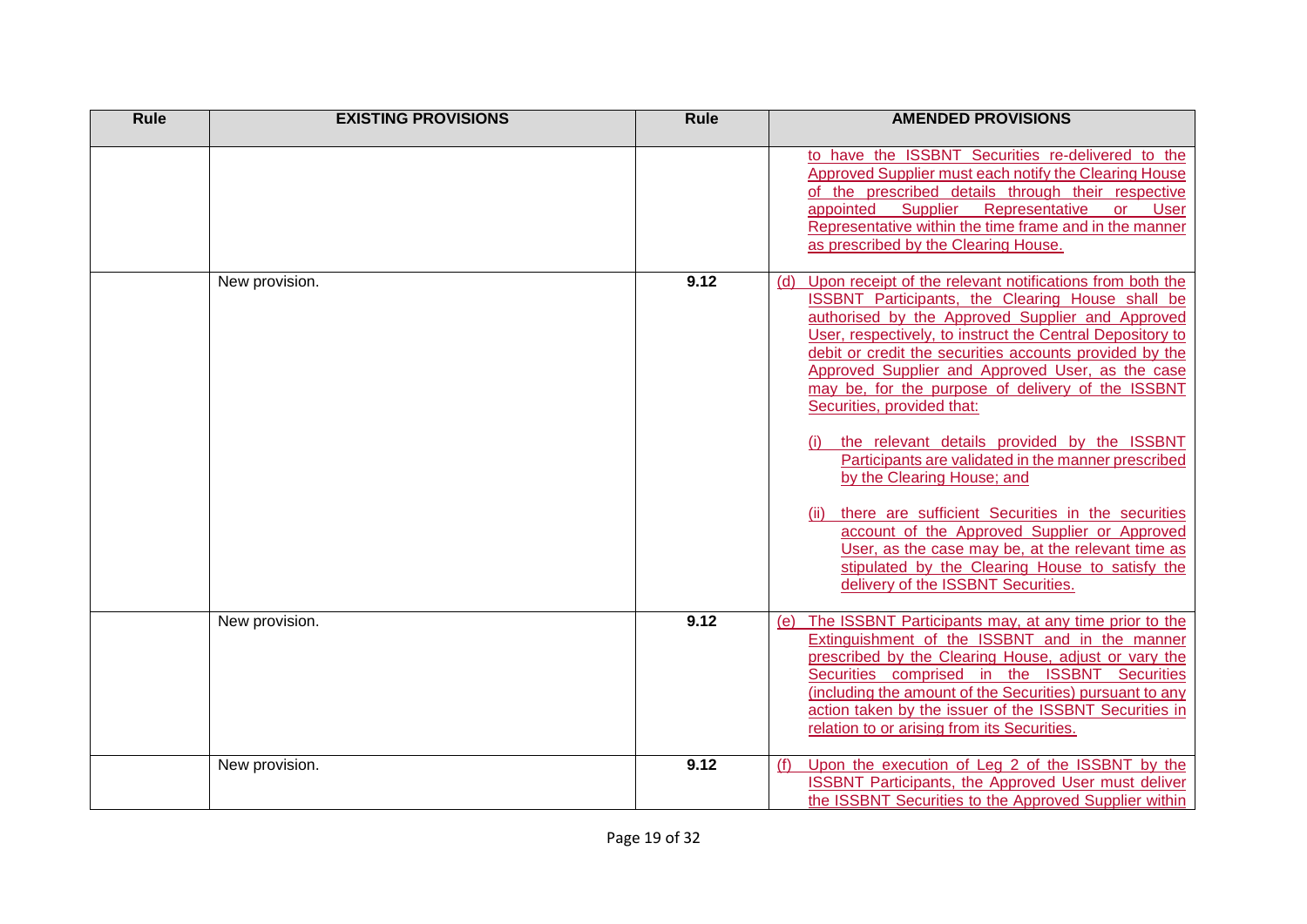| Rule | EXISTING PROVISIONS | Rule | AMENDED PROVISIONS |
|---|---|---|---|
| | | | to have the ISSBNT Securities re-delivered to the Approved Supplier must each notify the Clearing House of the prescribed details through their respective appointed Supplier Representative or User Representative within the time frame and in the manner as prescribed by the Clearing House. |
| | New provision. | **9.12** | (d) Upon receipt of the relevant notifications from both the ISSBNT Participants, the Clearing House shall be authorised by the Approved Supplier and Approved User, respectively, to instruct the Central Depository to debit or credit the securities accounts provided by the Approved Supplier and Approved User, as the case may be, for the purpose of delivery of the ISSBNT Securities, provided that:<br><br>(i) the relevant details provided by the ISSBNT Participants are validated in the manner prescribed by the Clearing House; and<br><br>(ii) there are sufficient Securities in the securities account of the Approved Supplier or Approved User, as the case may be, at the relevant time as stipulated by the Clearing House to satisfy the delivery of the ISSBNT Securities. |
| | New provision. | **9.12** | (e) The ISSBNT Participants may, at any time prior to the Extinguishment of the ISSBNT and in the manner prescribed by the Clearing House, adjust or vary the Securities comprised in the ISSBNT Securities (including the amount of the Securities) pursuant to any action taken by the issuer of the ISSBNT Securities in relation to or arising from its Securities. |
| | New provision. | **9.12** | (f) Upon the execution of Leg 2 of the ISSBNT by the ISSBNT Participants, the Approved User must deliver the ISSBNT Securities to the Approved Supplier within |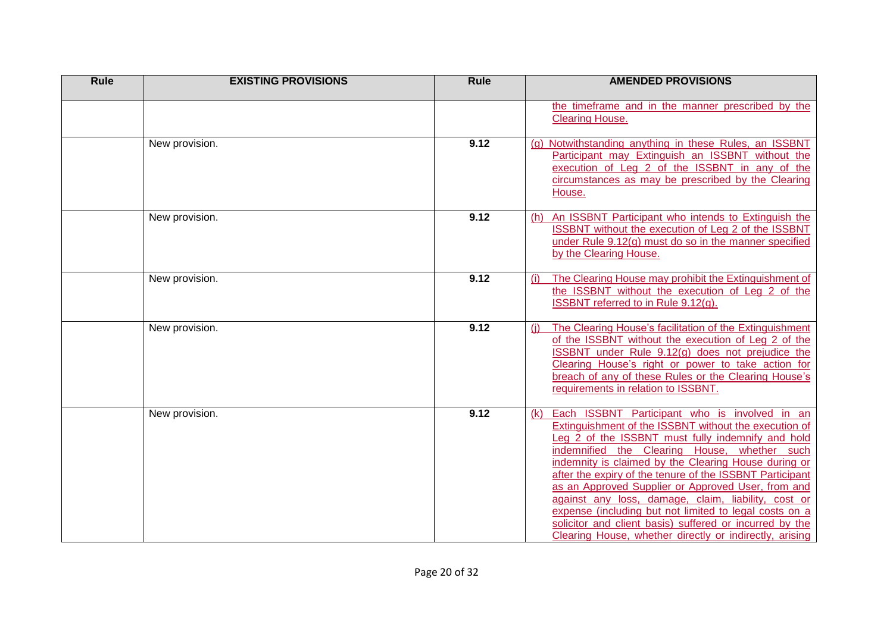| Rule | EXISTING PROVISIONS | Rule | AMENDED PROVISIONS |
| --- | --- | --- | --- |
| | | | the timeframe and in the manner prescribed by the Clearing House. |
| | New provision. | 9.12 | (g) Notwithstanding anything in these Rules, an ISSBNT Participant may Extinguish an ISSBNT without the execution of Leg 2 of the ISSBNT in any of the circumstances as may be prescribed by the Clearing House. |
| | New provision. | 9.12 | (h) An ISSBNT Participant who intends to Extinguish the ISSBNT without the execution of Leg 2 of the ISSBNT under Rule 9.12(g) must do so in the manner specified by the Clearing House. |
| | New provision. | 9.12 | (i) The Clearing House may prohibit the Extinguishment of the ISSBNT without the execution of Leg 2 of the ISSBNT referred to in Rule 9.12(g). |
| | New provision. | 9.12 | (j) The Clearing House's facilitation of the Extinguishment of the ISSBNT without the execution of Leg 2 of the ISSBNT under Rule 9.12(g) does not prejudice the Clearing House's right or power to take action for breach of any of these Rules or the Clearing House's requirements in relation to ISSBNT. |
| | New provision. | 9.12 | (k) Each ISSBNT Participant who is involved in an Extinguishment of the ISSBNT without the execution of Leg 2 of the ISSBNT must fully indemnify and hold indemnified the Clearing House, whether such indemnity is claimed by the Clearing House during or after the expiry of the tenure of the ISSBNT Participant as an Approved Supplier or Approved User, from and against any loss, damage, claim, liability, cost or expense (including but not limited to legal costs on a solicitor and client basis) suffered or incurred by the Clearing House, whether directly or indirectly, arising |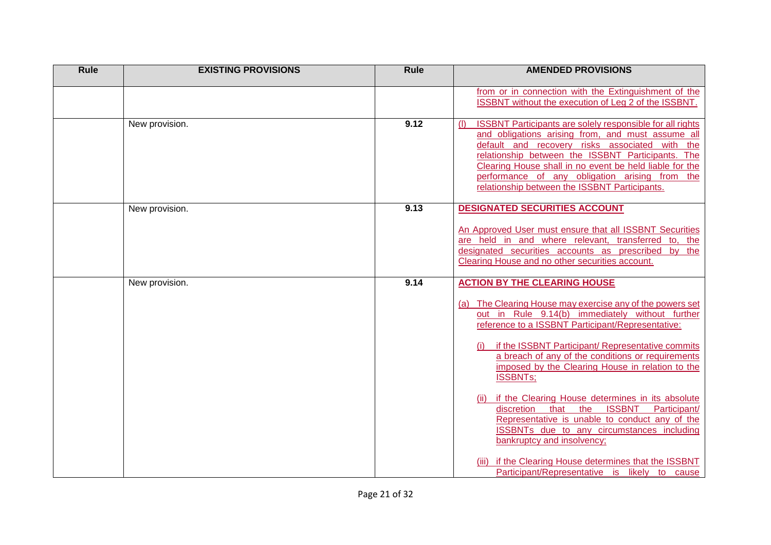| Rule | EXISTING PROVISIONS | Rule | AMENDED PROVISIONS |
| --- | --- | --- | --- |
| | | | from or in connection with the Extinguishment of the ISSBNT without the execution of Leg 2 of the ISSBNT. |
| | New provision. | 9.12 | (l) ISSBNT Participants are solely responsible for all rights and obligations arising from, and must assume all default and recovery risks associated with the relationship between the ISSBNT Participants. The Clearing House shall in no event be held liable for the performance of any obligation arising from the relationship between the ISSBNT Participants. |
| | New provision. | 9.13 | **DESIGNATED SECURITIES ACCOUNT**<br><br>An Approved User must ensure that all ISSBNT Securities are held in and where relevant, transferred to, the designated securities accounts as prescribed by the Clearing House and no other securities account. |
| | New provision. | 9.14 | **ACTION BY THE CLEARING HOUSE**<br><br>(a) The Clearing House may exercise any of the powers set out in Rule 9.14(b) immediately without further reference to a ISSBNT Participant/Representative:<br><br>(i) if the ISSBNT Participant/ Representative commits a breach of any of the conditions or requirements imposed by the Clearing House in relation to the ISSBNTs;<br><br>(ii) if the Clearing House determines in its absolute discretion that the ISSBNT Participant/ Representative is unable to conduct any of the ISSBNTs due to any circumstances including bankruptcy and insolvency;<br><br>(iii) if the Clearing House determines that the ISSBNT Participant/Representative is likely to cause |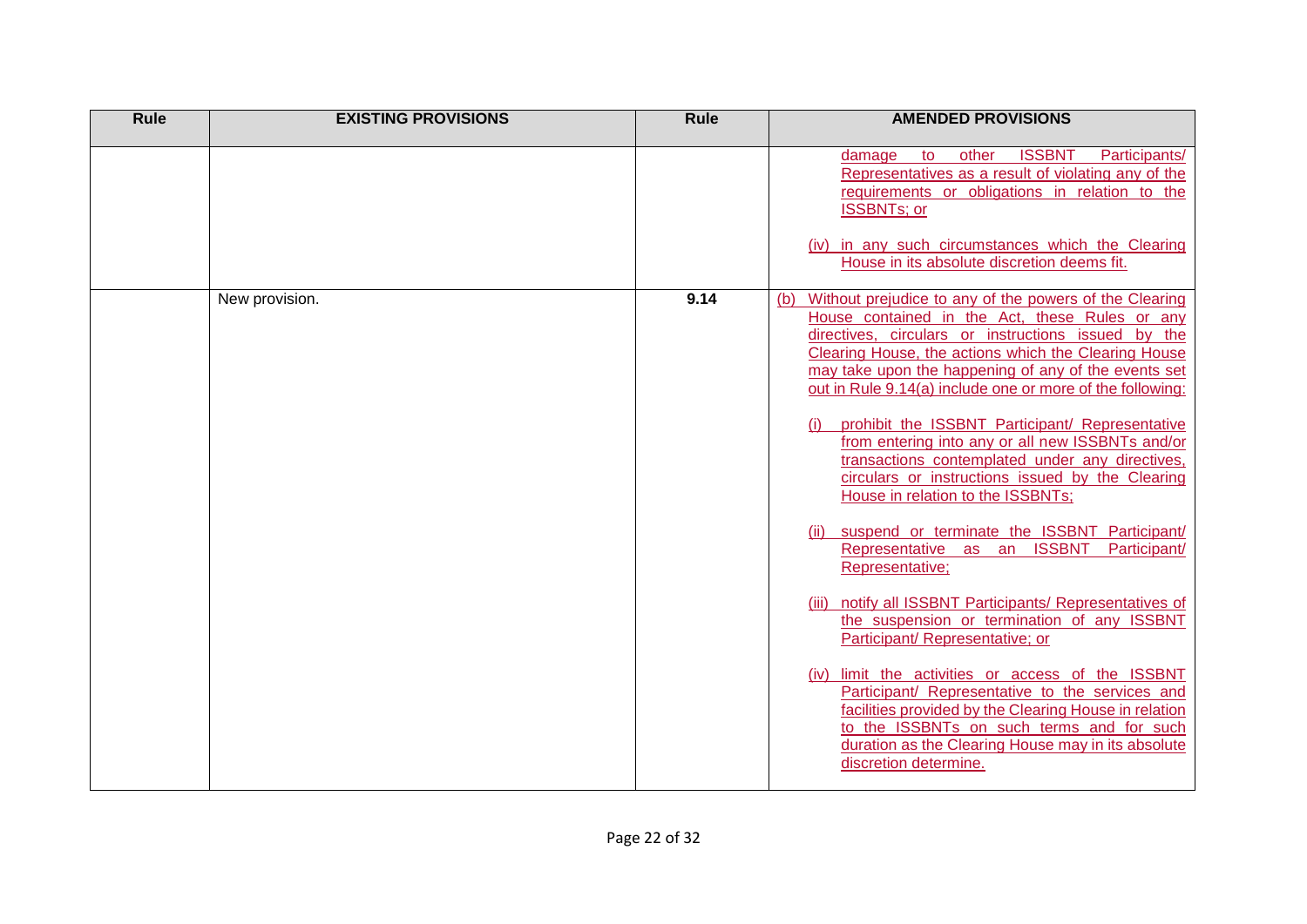| Rule | EXISTING PROVISIONS | Rule | AMENDED PROVISIONS |
|---|---|---|---|
| | | | damage to other ISSBNT Participants/ Representatives as a result of violating any of the requirements or obligations in relation to the ISSBNTs; or<br><br>(iv) in any such circumstances which the Clearing House in its absolute discretion deems fit. |
| | New provision. | **9.14** | (b) Without prejudice to any of the powers of the Clearing House contained in the Act, these Rules or any directives, circulars or instructions issued by the Clearing House, the actions which the Clearing House may take upon the happening of any of the events set out in Rule 9.14(a) include one or more of the following:<br><br>(i) prohibit the ISSBNT Participant/ Representative from entering into any or all new ISSBNTs and/or transactions contemplated under any directives, circulars or instructions issued by the Clearing House in relation to the ISSBNTs;<br><br>(ii) suspend or terminate the ISSBNT Participant/ Representative as an ISSBNT Participant/ Representative;<br><br>(iii) notify all ISSBNT Participants/ Representatives of the suspension or termination of any ISSBNT Participant/ Representative; or<br><br>(iv) limit the activities or access of the ISSBNT Participant/ Representative to the services and facilities provided by the Clearing House in relation to the ISSBNTs on such terms and for such duration as the Clearing House may in its absolute discretion determine. |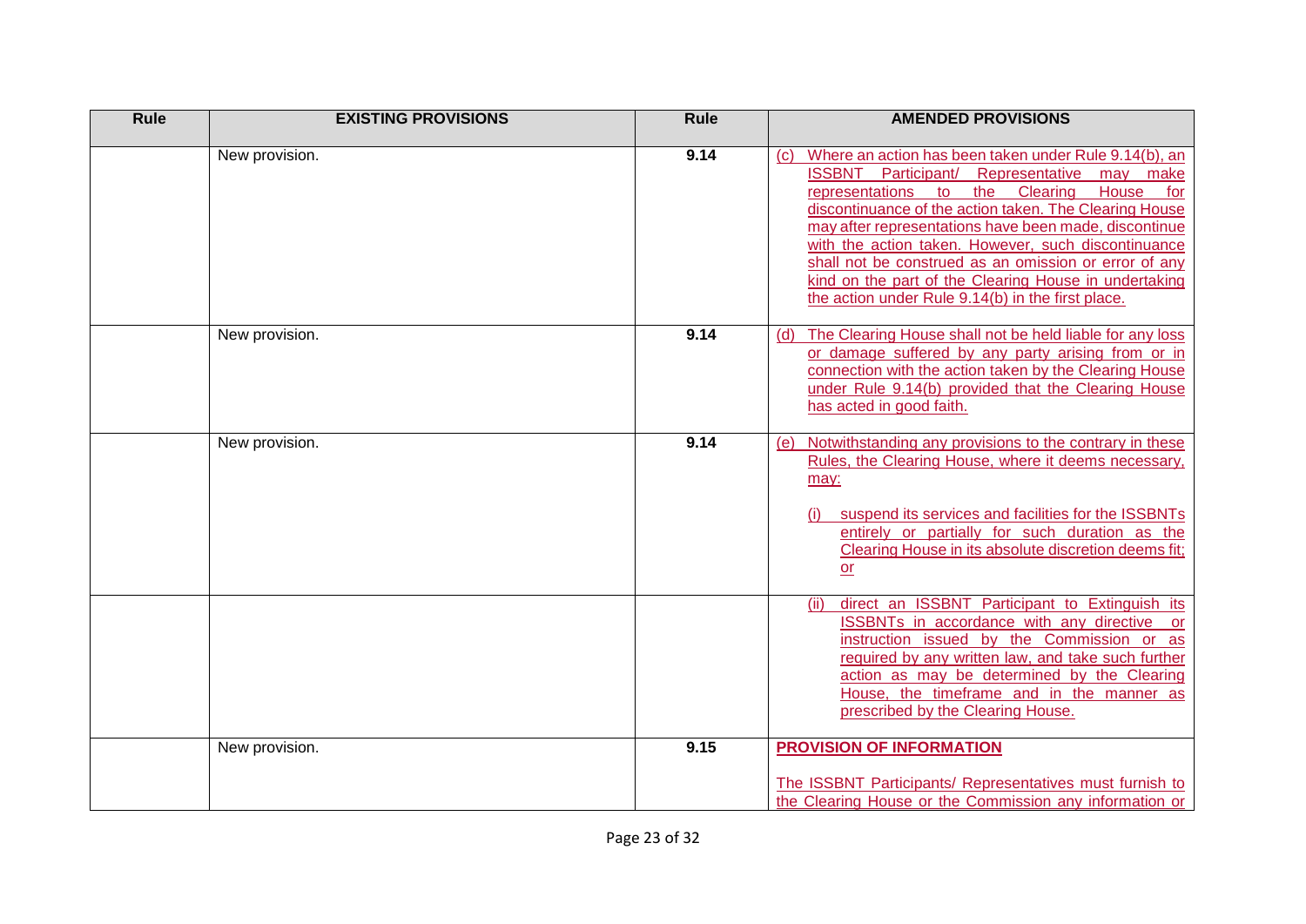| Rule | EXISTING PROVISIONS | Rule | AMENDED PROVISIONS |
|---|---|---|---|
| | New provision. | 9.14 | (c) Where an action has been taken under Rule 9.14(b), an ISSBNT Participant/ Representative may make representations to the Clearing House for discontinuance of the action taken. The Clearing House may after representations have been made, discontinue with the action taken. However, such discontinuance shall not be construed as an omission or error of any kind on the part of the Clearing House in undertaking the action under Rule 9.14(b) in the first place. |
| | New provision. | 9.14 | (d) The Clearing House shall not be held liable for any loss or damage suffered by any party arising from or in connection with the action taken by the Clearing House under Rule 9.14(b) provided that the Clearing House has acted in good faith. |
| | New provision. | 9.14 | (e) Notwithstanding any provisions to the contrary in these Rules, the Clearing House, where it deems necessary, may:<br><br>(i) suspend its services and facilities for the ISSBNTs entirely or partially for such duration as the Clearing House in its absolute discretion deems fit; or |
| | | | (ii) direct an ISSBNT Participant to Extinguish its ISSBNTs in accordance with any directive or instruction issued by the Commission or as required by any written law, and take such further action as may be determined by the Clearing House, the timeframe and in the manner as prescribed by the Clearing House. |
| | New provision. | 9.15 | **PROVISION OF INFORMATION**<br><br>The ISSBNT Participants/ Representatives must furnish to the Clearing House or the Commission any information or |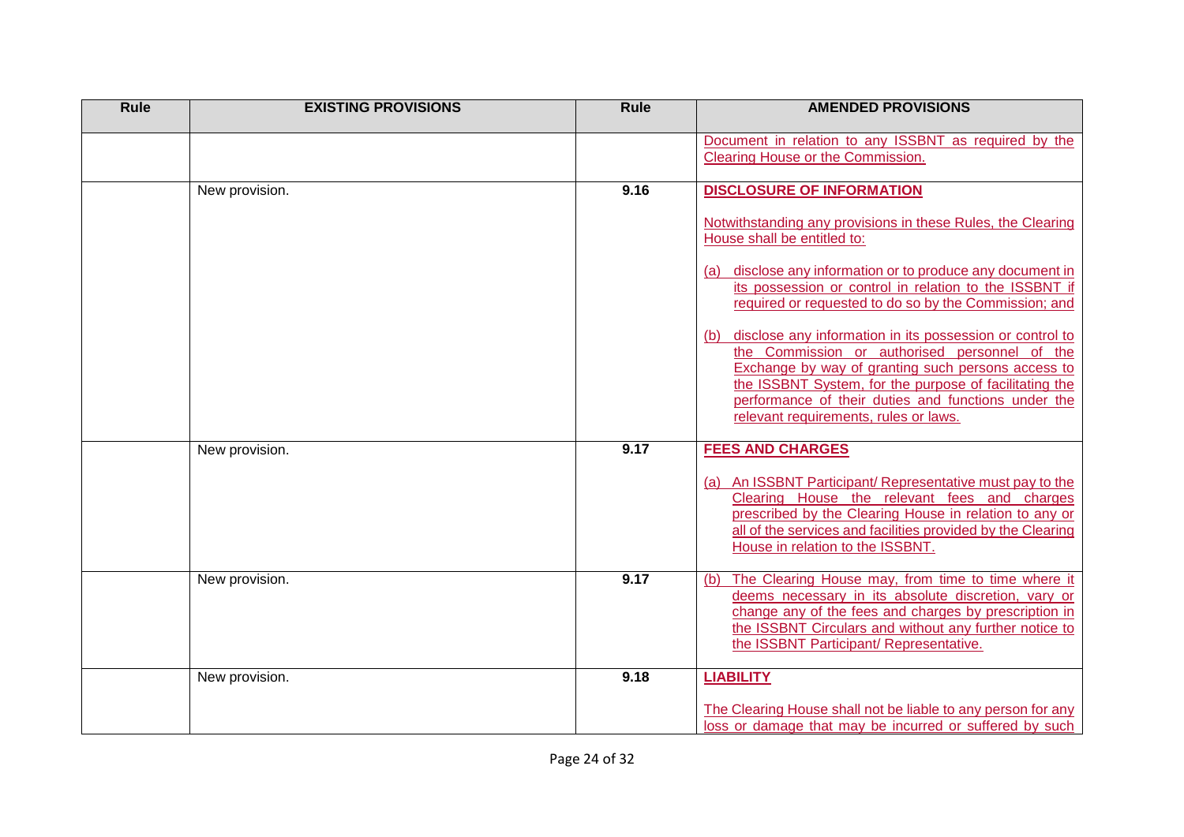| Rule | EXISTING PROVISIONS | Rule | AMENDED PROVISIONS |
|---|---|---|---|
| | | | Document in relation to any ISSBNT as required by the Clearing House or the Commission. |
| | New provision. | **9.16** | **DISCLOSURE OF INFORMATION**<br><br>Notwithstanding any provisions in these Rules, the Clearing House shall be entitled to:<br><br>(a) disclose any information or to produce any document in its possession or control in relation to the ISSBNT if required or requested to do so by the Commission; and<br><br>(b) disclose any information in its possession or control to the Commission or authorised personnel of the Exchange by way of granting such persons access to the ISSBNT System, for the purpose of facilitating the performance of their duties and functions under the relevant requirements, rules or laws. |
| | New provision. | **9.17** | **FEES AND CHARGES**<br><br>(a) An ISSBNT Participant/ Representative must pay to the Clearing House the relevant fees and charges prescribed by the Clearing House in relation to any or all of the services and facilities provided by the Clearing House in relation to the ISSBNT. |
| | New provision. | **9.17** | (b) The Clearing House may, from time to time where it deems necessary in its absolute discretion, vary or change any of the fees and charges by prescription in the ISSBNT Circulars and without any further notice to the ISSBNT Participant/ Representative. |
| | New provision. | **9.18** | **LIABILITY**<br><br>The Clearing House shall not be liable to any person for any loss or damage that may be incurred or suffered by such |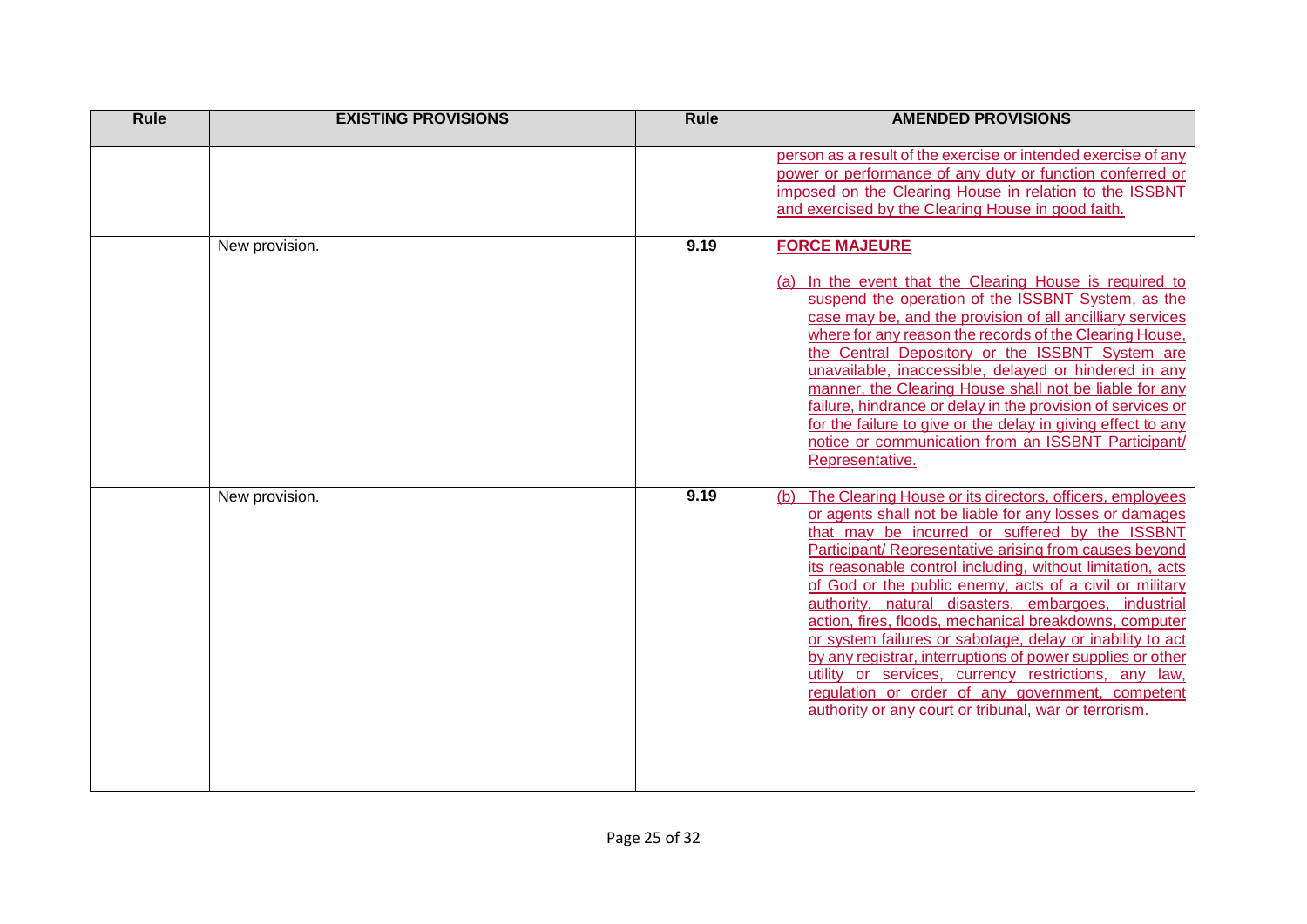| Rule | EXISTING PROVISIONS | Rule | AMENDED PROVISIONS |
| --- | --- | --- | --- |
| | | | person as a result of the exercise or intended exercise of any power or performance of any duty or function conferred or imposed on the Clearing House in relation to the ISSBNT and exercised by the Clearing House in good faith. |
| | New provision. | 9.19 | **FORCE MAJEURE**<br><br>(a) In the event that the Clearing House is required to suspend the operation of the ISSBNT System, as the case may be, and the provision of all ancilliary services where for any reason the records of the Clearing House, the Central Depository or the ISSBNT System are unavailable, inaccessible, delayed or hindered in any manner, the Clearing House shall not be liable for any failure, hindrance or delay in the provision of services or for the failure to give or the delay in giving effect to any notice or communication from an ISSBNT Participant/ Representative. |
| | New provision. | 9.19 | (b) The Clearing House or its directors, officers, employees or agents shall not be liable for any losses or damages that may be incurred or suffered by the ISSBNT Participant/ Representative arising from causes beyond its reasonable control including, without limitation, acts of God or the public enemy, acts of a civil or military authority, natural disasters, embargoes, industrial action, fires, floods, mechanical breakdowns, computer or system failures or sabotage, delay or inability to act by any registrar, interruptions of power supplies or other utility or services, currency restrictions, any law, regulation or order of any government, competent authority or any court or tribunal, war or terrorism. |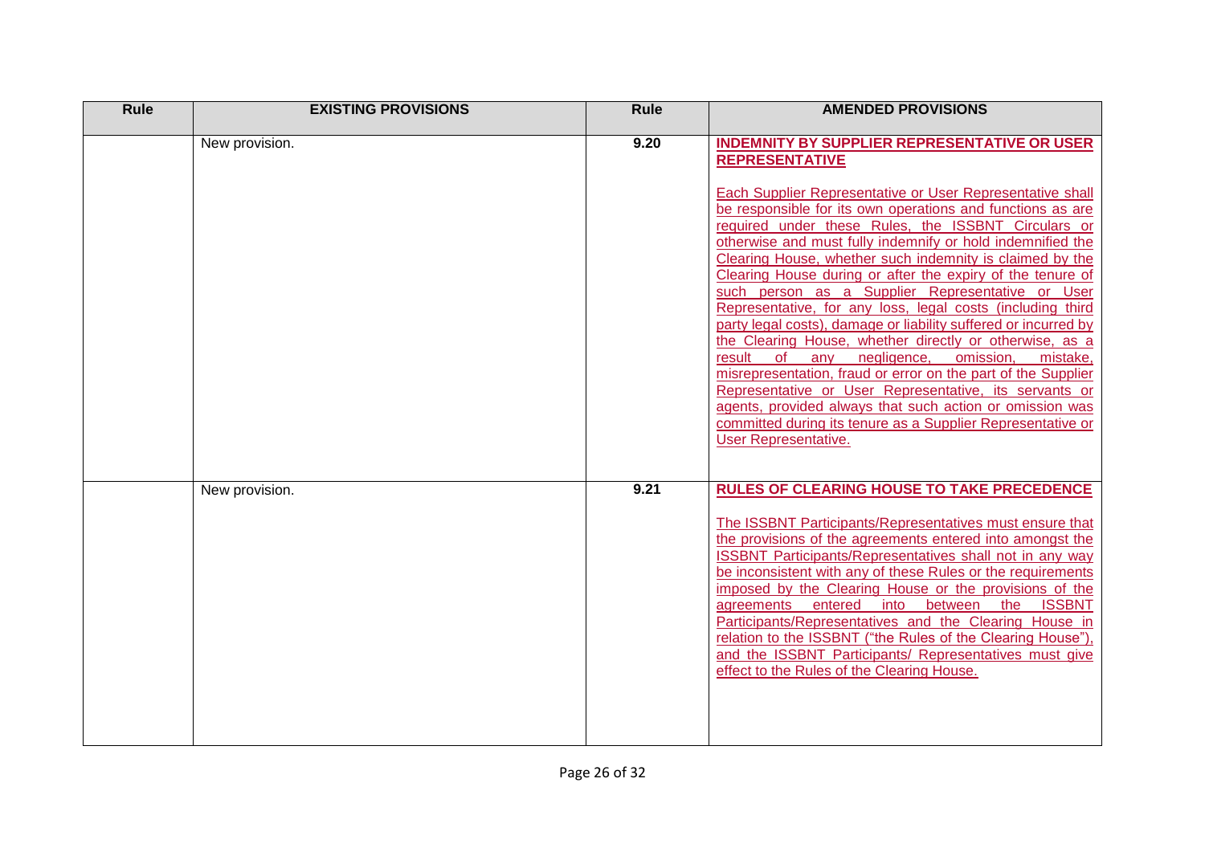| Rule | EXISTING PROVISIONS | Rule | AMENDED PROVISIONS |
|---|---|---|---|
| | New provision. | 9.20 | **INDEMNITY BY SUPPLIER REPRESENTATIVE OR USER REPRESENTATIVE**<br><br>Each Supplier Representative or User Representative shall be responsible for its own operations and functions as are required under these Rules, the ISSBNT Circulars or otherwise and must fully indemnify or hold indemnified the Clearing House, whether such indemnity is claimed by the Clearing House during or after the expiry of the tenure of such person as a Supplier Representative or User Representative, for any loss, legal costs (including third party legal costs), damage or liability suffered or incurred by the Clearing House, whether directly or otherwise, as a result of any negligence, omission, mistake, misrepresentation, fraud or error on the part of the Supplier Representative or User Representative, its servants or agents, provided always that such action or omission was committed during its tenure as a Supplier Representative or User Representative. |
| | New provision. | 9.21 | **RULES OF CLEARING HOUSE TO TAKE PRECEDENCE**<br><br>The ISSBNT Participants/Representatives must ensure that the provisions of the agreements entered into amongst the ISSBNT Participants/Representatives shall not in any way be inconsistent with any of these Rules or the requirements imposed by the Clearing House or the provisions of the agreements entered into between the ISSBNT Participants/Representatives and the Clearing House in relation to the ISSBNT ("the Rules of the Clearing House"), and the ISSBNT Participants/ Representatives must give effect to the Rules of the Clearing House. |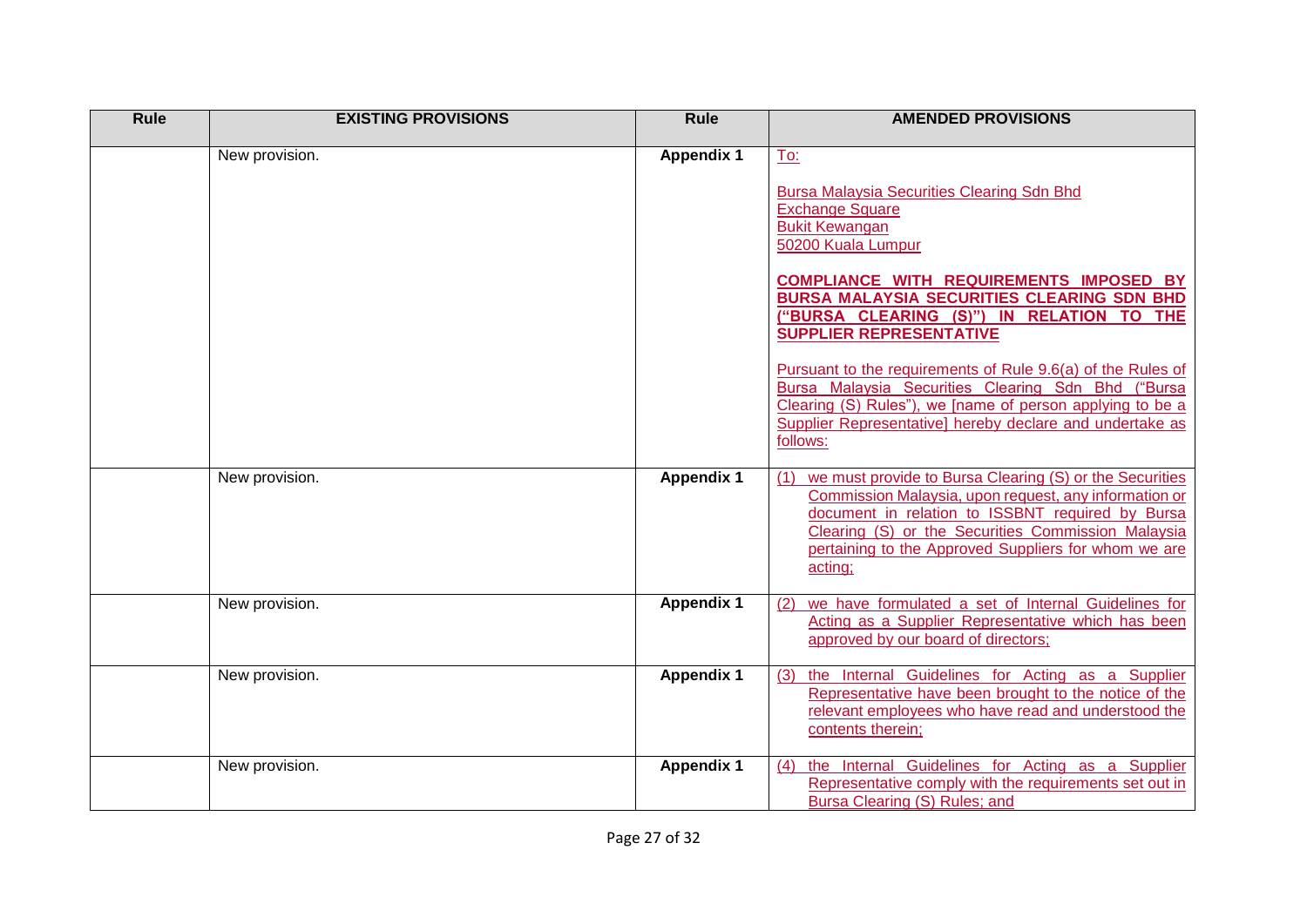| Rule | EXISTING PROVISIONS | Rule | AMENDED PROVISIONS |
|---|---|---|---|
| | New provision. | **Appendix 1** | To:<br><br>Bursa Malaysia Securities Clearing Sdn Bhd<br>Exchange Square<br>Bukit Kewangan<br>50200 Kuala Lumpur<br><br>**COMPLIANCE WITH REQUIREMENTS IMPOSED BY BURSA MALAYSIA SECURITIES CLEARING SDN BHD ("BURSA CLEARING (S)") IN RELATION TO THE SUPPLIER REPRESENTATIVE**<br><br>Pursuant to the requirements of Rule 9.6(a) of the Rules of Bursa Malaysia Securities Clearing Sdn Bhd ("Bursa Clearing (S) Rules"), we [name of person applying to be a Supplier Representative] hereby declare and undertake as follows: |
| | New provision. | **Appendix 1** | (1) we must provide to Bursa Clearing (S) or the Securities Commission Malaysia, upon request, any information or document in relation to ISSBNT required by Bursa Clearing (S) or the Securities Commission Malaysia pertaining to the Approved Suppliers for whom we are acting; |
| | New provision. | **Appendix 1** | (2) we have formulated a set of Internal Guidelines for Acting as a Supplier Representative which has been approved by our board of directors; |
| | New provision. | **Appendix 1** | (3) the Internal Guidelines for Acting as a Supplier Representative have been brought to the notice of the relevant employees who have read and understood the contents therein; |
| | New provision. | **Appendix 1** | (4) the Internal Guidelines for Acting as a Supplier Representative comply with the requirements set out in Bursa Clearing (S) Rules; and |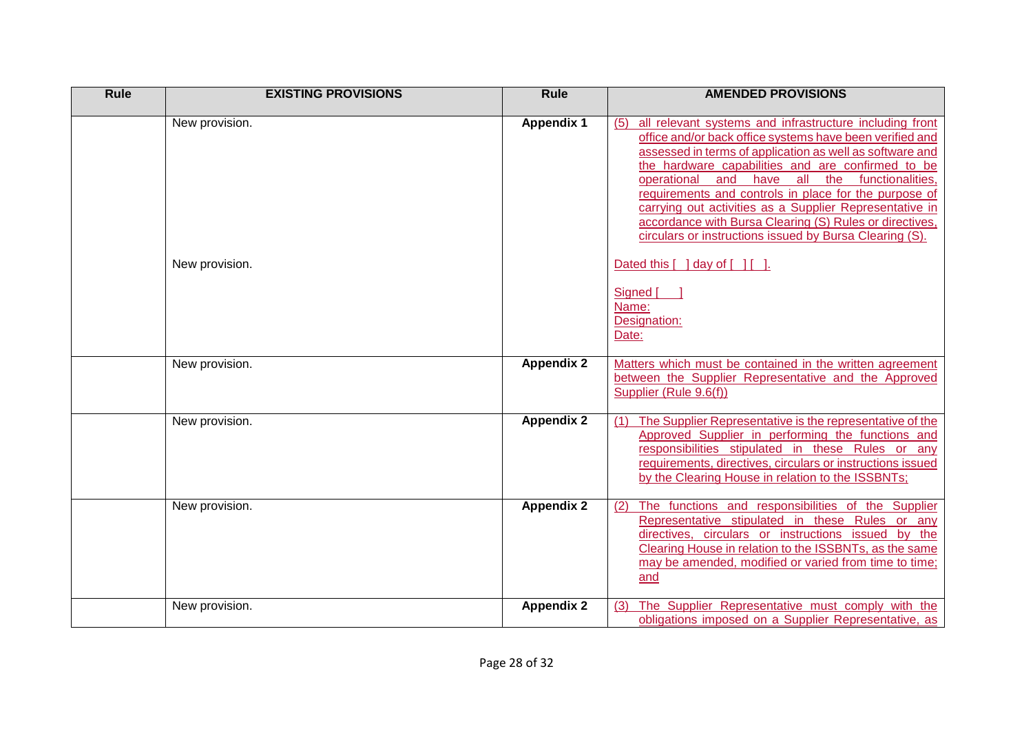| Rule | EXISTING PROVISIONS | Rule | AMENDED PROVISIONS |
|---|---|---|---|
| | New provision. | **Appendix 1** | (5) all relevant systems and infrastructure including front office and/or back office systems have been verified and assessed in terms of application as well as software and the hardware capabilities and are confirmed to be operational and have all the functionalities, requirements and controls in place for the purpose of carrying out activities as a Supplier Representative in accordance with Bursa Clearing (S) Rules or directives, circulars or instructions issued by Bursa Clearing (S). |
| | New provision. | | Dated this [ ] day of [ ] [ ].<br><br>Signed [ ]<br>Name:<br>Designation:<br>Date: |
| | New provision. | **Appendix 2** | Matters which must be contained in the written agreement between the Supplier Representative and the Approved Supplier (Rule 9.6(f)) |
| | New provision. | **Appendix 2** | (1) The Supplier Representative is the representative of the Approved Supplier in performing the functions and responsibilities stipulated in these Rules or any requirements, directives, circulars or instructions issued by the Clearing House in relation to the ISSBNTs; |
| | New provision. | **Appendix 2** | (2) The functions and responsibilities of the Supplier Representative stipulated in these Rules or any directives, circulars or instructions issued by the Clearing House in relation to the ISSBNTs, as the same may be amended, modified or varied from time to time; and |
| | New provision. | **Appendix 2** | (3) The Supplier Representative must comply with the obligations imposed on a Supplier Representative, as |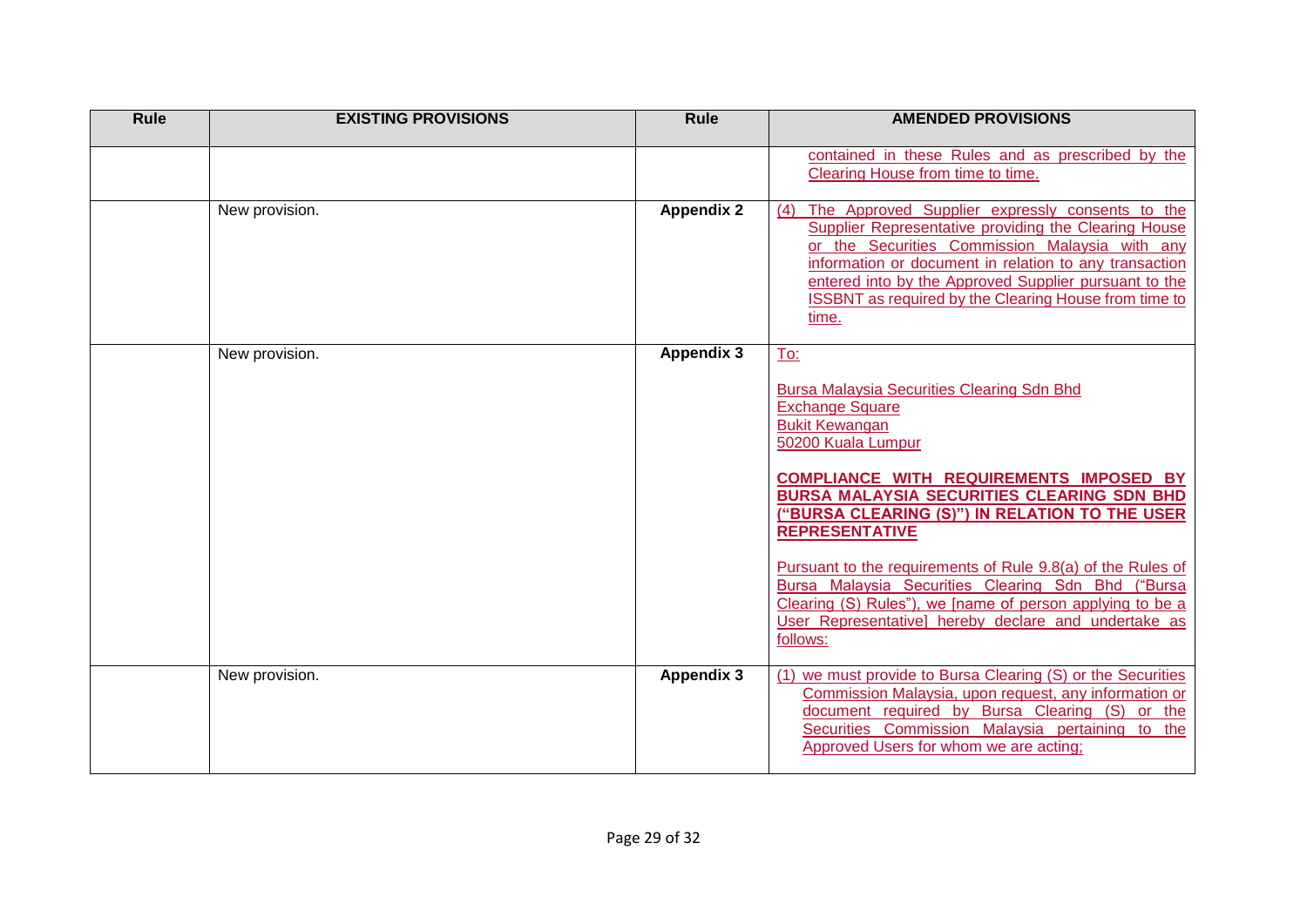| Rule | EXISTING PROVISIONS | Rule | AMENDED PROVISIONS |
|---|---|---|---|
| | | | contained in these Rules and as prescribed by the Clearing House from time to time. |
| | New provision. | **Appendix 2** | (4) The Approved Supplier expressly consents to the Supplier Representative providing the Clearing House or the Securities Commission Malaysia with any information or document in relation to any transaction entered into by the Approved Supplier pursuant to the ISSBNT as required by the Clearing House from time to time. |
| | New provision. | **Appendix 3** | To:<br><br>Bursa Malaysia Securities Clearing Sdn Bhd<br>Exchange Square<br>Bukit Kewangan<br>50200 Kuala Lumpur<br><br>**COMPLIANCE WITH REQUIREMENTS IMPOSED BY BURSA MALAYSIA SECURITIES CLEARING SDN BHD ("BURSA CLEARING (S)") IN RELATION TO THE USER REPRESENTATIVE**<br><br>Pursuant to the requirements of Rule 9.8(a) of the Rules of Bursa Malaysia Securities Clearing Sdn Bhd ("Bursa Clearing (S) Rules"), we [name of person applying to be a User Representative] hereby declare and undertake as follows: |
| | New provision. | **Appendix 3** | (1) we must provide to Bursa Clearing (S) or the Securities Commission Malaysia, upon request, any information or document required by Bursa Clearing (S) or the Securities Commission Malaysia pertaining to the Approved Users for whom we are acting; |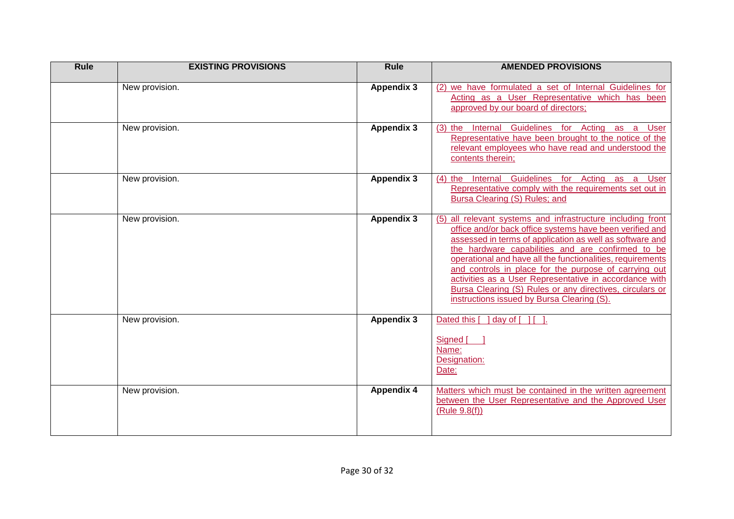| Rule | EXISTING PROVISIONS | Rule | AMENDED PROVISIONS |
|---|---|---|---|
| | New provision. | **Appendix 3** | (2) we have formulated a set of Internal Guidelines for Acting as a User Representative which has been approved by our board of directors; |
| | New provision. | **Appendix 3** | (3) the Internal Guidelines for Acting as a User Representative have been brought to the notice of the relevant employees who have read and understood the contents therein; |
| | New provision. | **Appendix 3** | (4) the Internal Guidelines for Acting as a User Representative comply with the requirements set out in Bursa Clearing (S) Rules; and |
| | New provision. | **Appendix 3** | (5) all relevant systems and infrastructure including front office and/or back office systems have been verified and assessed in terms of application as well as software and the hardware capabilities and are confirmed to be operational and have all the functionalities, requirements and controls in place for the purpose of carrying out activities as a User Representative in accordance with Bursa Clearing (S) Rules or any directives, circulars or instructions issued by Bursa Clearing (S). |
| | New provision. | **Appendix 3** | Dated this [ ] day of [ ] [ ].<br><br>Signed [ ]<br>Name:<br>Designation:<br>Date: |
| | New provision. | **Appendix 4** | Matters which must be contained in the written agreement between the User Representative and the Approved User (Rule 9.8(f)) |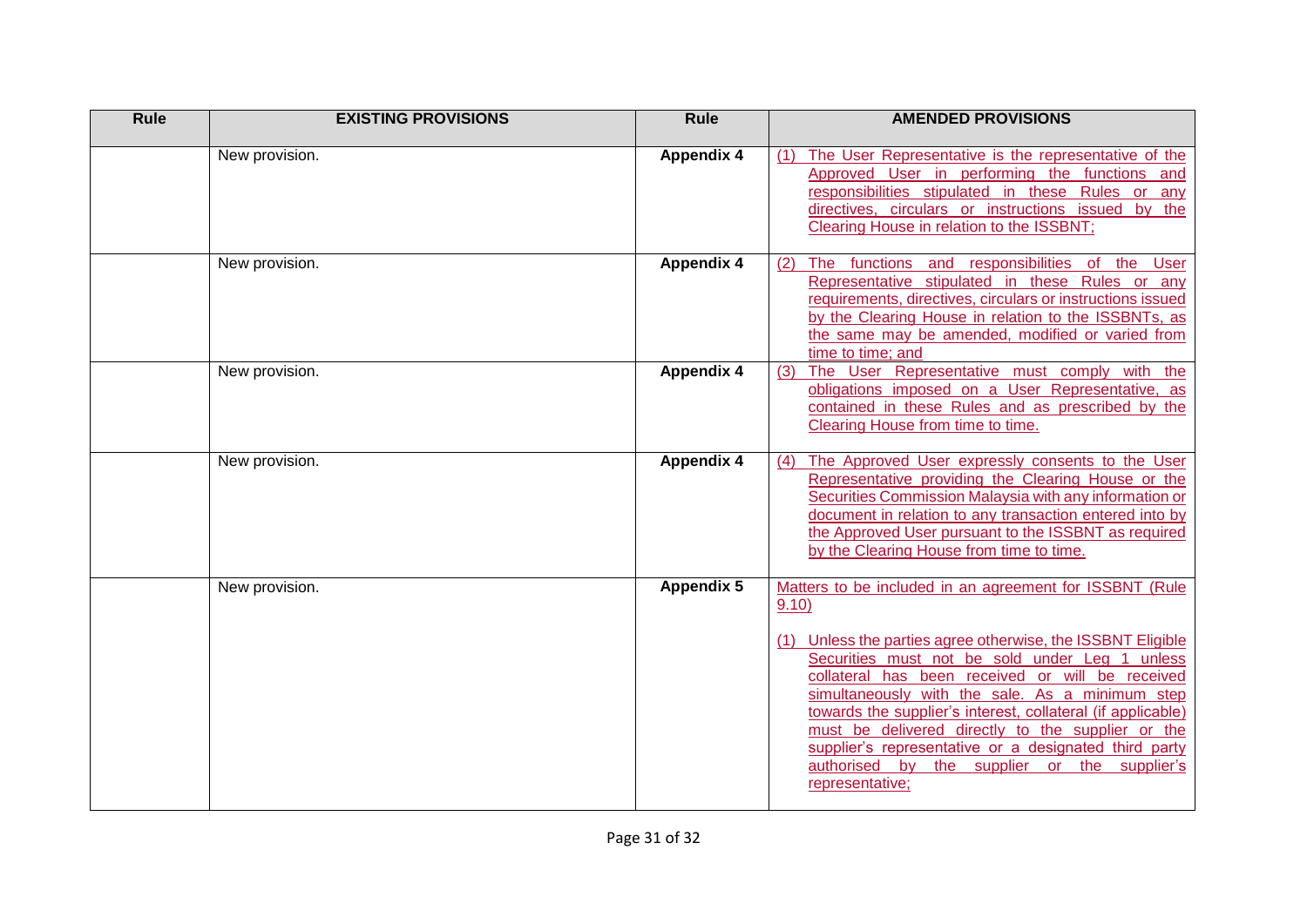| Rule | EXISTING PROVISIONS | Rule | AMENDED PROVISIONS |
|---|---|---|---|
| | New provision. | **Appendix 4** | (1) The User Representative is the representative of the Approved User in performing the functions and responsibilities stipulated in these Rules or any directives, circulars or instructions issued by the Clearing House in relation to the ISSBNT; |
| | New provision. | **Appendix 4** | (2) The functions and responsibilities of the User Representative stipulated in these Rules or any requirements, directives, circulars or instructions issued by the Clearing House in relation to the ISSBNTs, as the same may be amended, modified or varied from time to time; and |
| | New provision. | **Appendix 4** | (3) The User Representative must comply with the obligations imposed on a User Representative, as contained in these Rules and as prescribed by the Clearing House from time to time. |
| | New provision. | **Appendix 4** | (4) The Approved User expressly consents to the User Representative providing the Clearing House or the Securities Commission Malaysia with any information or document in relation to any transaction entered into by the Approved User pursuant to the ISSBNT as required by the Clearing House from time to time. |
| | New provision. | **Appendix 5** | Matters to be included in an agreement for ISSBNT (Rule 9.10)<br><br>(1) Unless the parties agree otherwise, the ISSBNT Eligible Securities must not be sold under Leg 1 unless collateral has been received or will be received simultaneously with the sale. As a minimum step towards the supplier's interest, collateral (if applicable) must be delivered directly to the supplier or the supplier's representative or a designated third party authorised by the supplier or the supplier's representative; |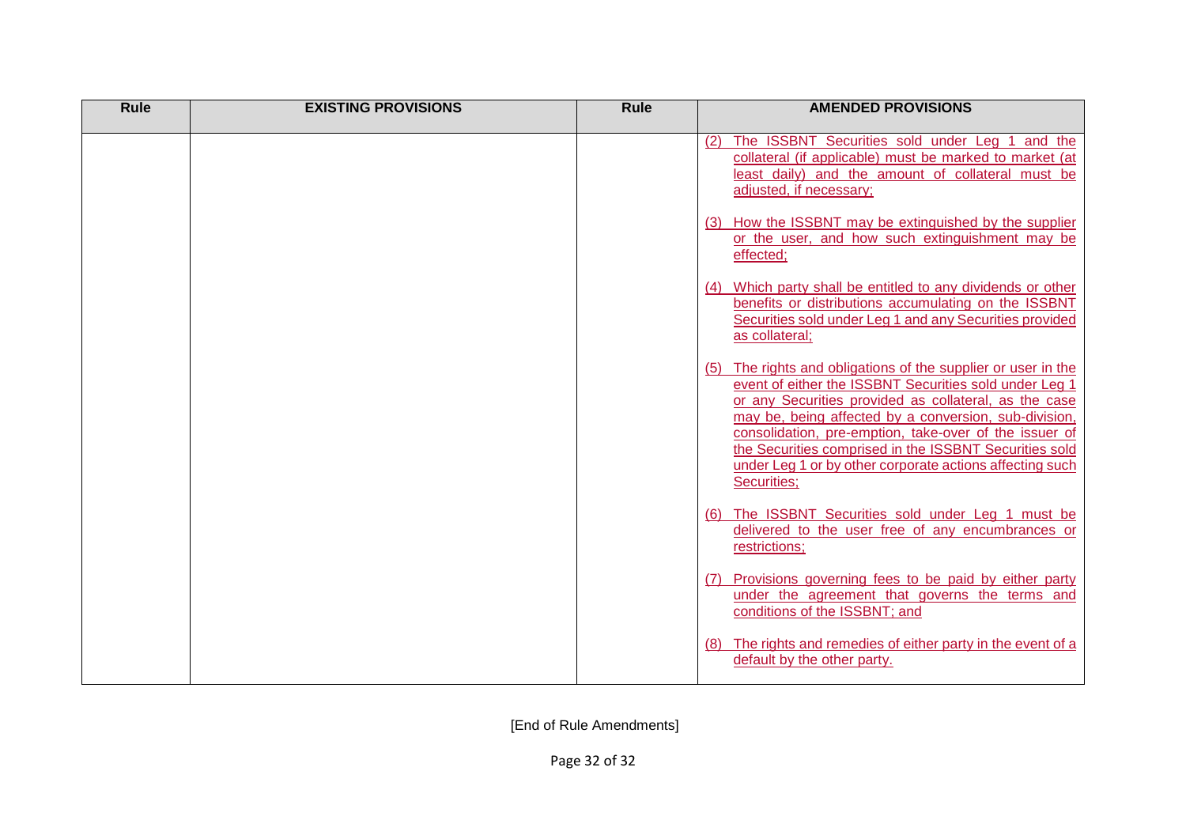| Rule | EXISTING PROVISIONS | Rule | AMENDED PROVISIONS |
|---|---|---|---|
| | | | (2) The ISSBNT Securities sold under Leg 1 and the collateral (if applicable) must be marked to market (at least daily) and the amount of collateral must be adjusted, if necessary;<br><br>(3) How the ISSBNT may be extinguished by the supplier or the user, and how such extinguishment may be effected;<br><br>(4) Which party shall be entitled to any dividends or other benefits or distributions accumulating on the ISSBNT Securities sold under Leg 1 and any Securities provided as collateral;<br><br>(5) The rights and obligations of the supplier or user in the event of either the ISSBNT Securities sold under Leg 1 or any Securities provided as collateral, as the case may be, being affected by a conversion, sub-division, consolidation, pre-emption, take-over of the issuer of the Securities comprised in the ISSBNT Securities sold under Leg 1 or by other corporate actions affecting such Securities;<br><br>(6) The ISSBNT Securities sold under Leg 1 must be delivered to the user free of any encumbrances or restrictions;<br><br>(7) Provisions governing fees to be paid by either party under the agreement that governs the terms and conditions of the ISSBNT; and<br><br>(8) The rights and remedies of either party in the event of a default by the other party. |

[End of Rule Amendments]